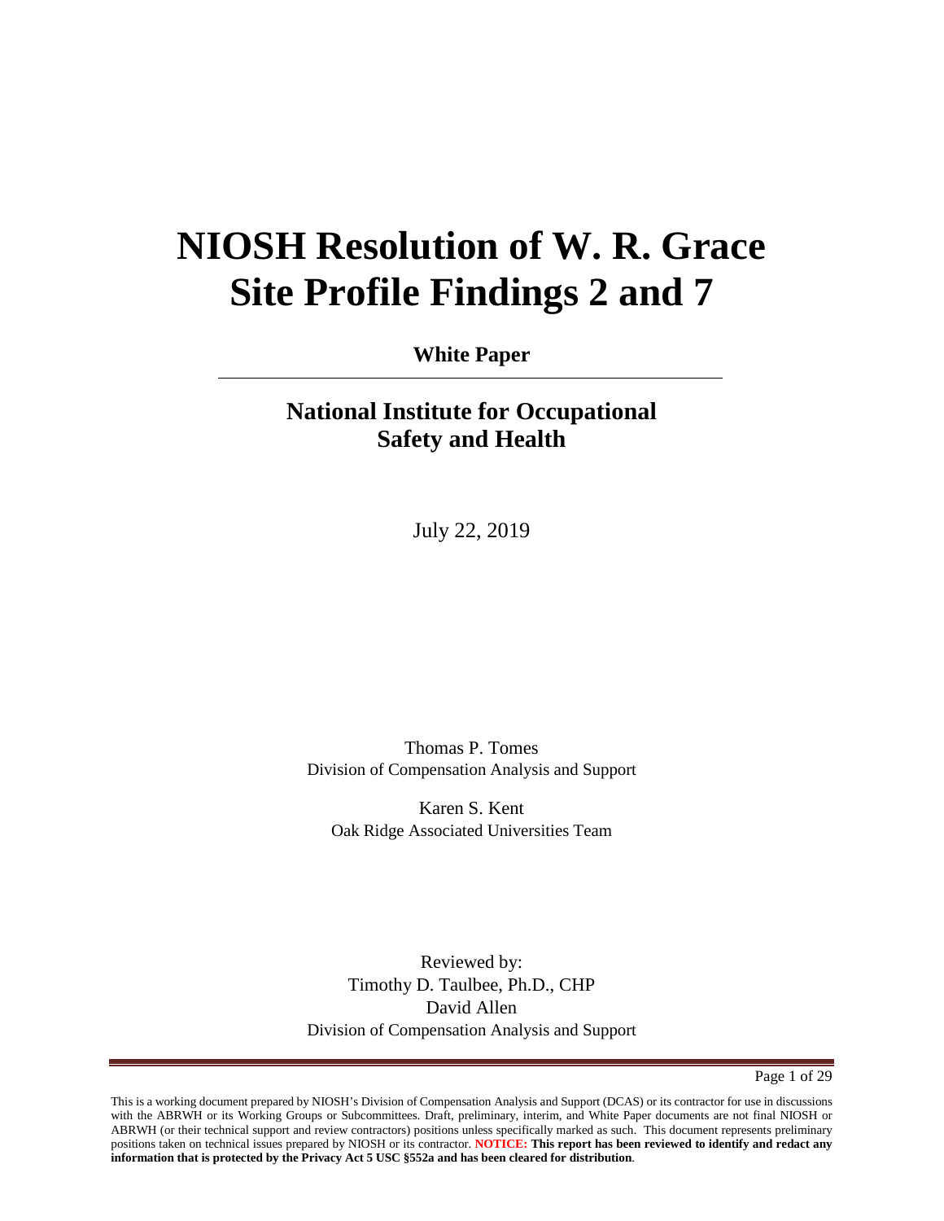# NIOSH Resolution of W. R. Grace Site Profile Findings 2 and 7

**White Paper**

---

## National Institute for Occupational Safety and Health

July 22, 2019

Thomas P. Tomes
Division of Compensation Analysis and Support

Karen S. Kent
Oak Ridge Associated Universities Team

Reviewed by:
Timothy D. Taulbee, Ph.D., CHP
David Allen
Division of Compensation Analysis and Support

This is a working document prepared by NIOSH's Division of Compensation Analysis and Support (DCAS) or its contractor for use in discussions with the ABRWH or its Working Groups or Subcommittees. Draft, preliminary, interim, and White Paper documents are not final NIOSH or ABRWH (or their technical support and review contractors) positions unless specifically marked as such. This document represents preliminary positions taken on technical issues prepared by NIOSH or its contractor. **NOTICE: This report has been reviewed to identify and redact any information that is protected by the Privacy Act 5 USC §552a and has been cleared for distribution**.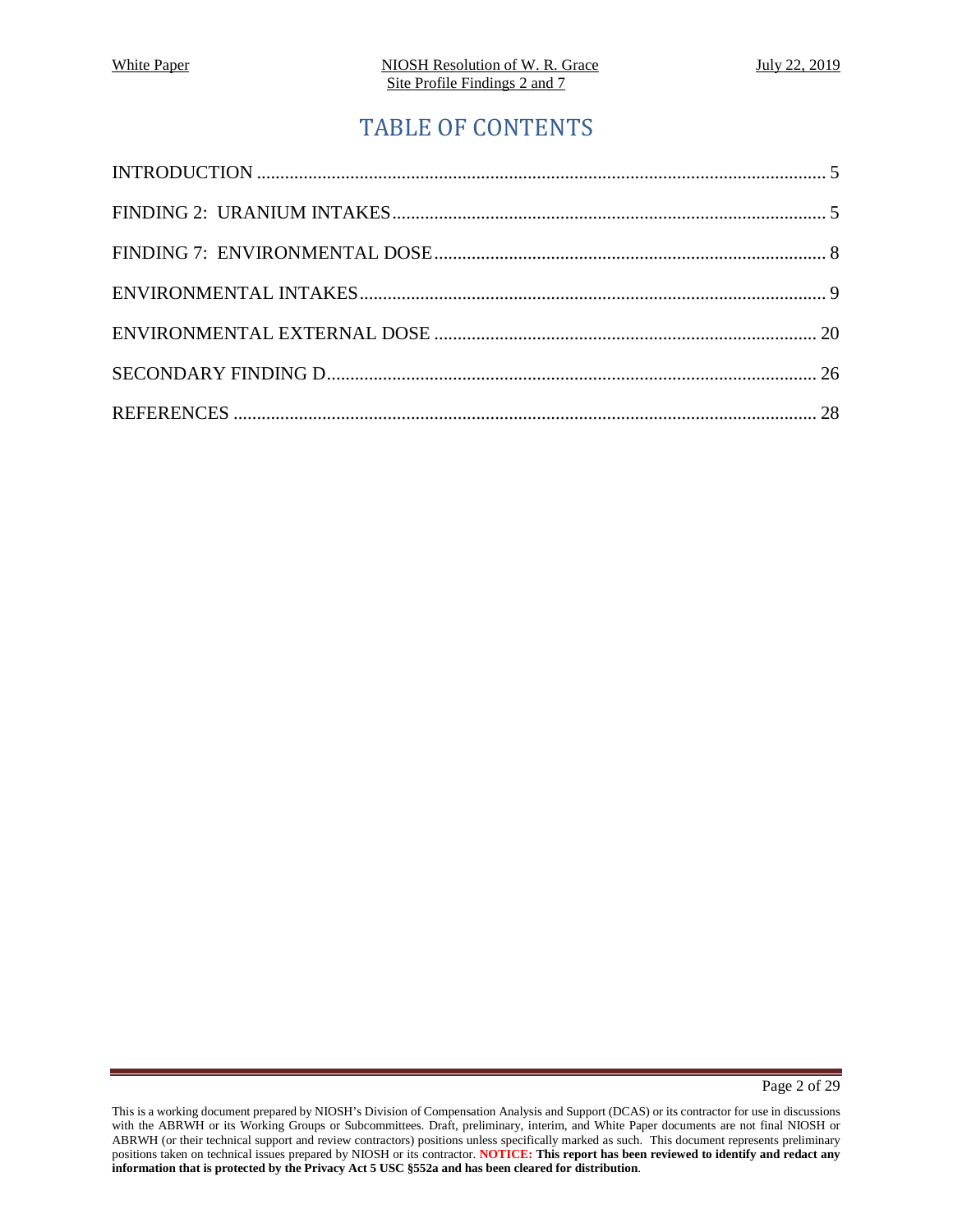# TABLE OF CONTENTS

INTRODUCTION ........................................................................................................................ 5

FINDING 2: URANIUM INTAKES............................................................................................ 5

FINDING 7: ENVIRONMENTAL DOSE.................................................................................... 8

ENVIRONMENTAL INTAKES................................................................................................... 9

ENVIRONMENTAL EXTERNAL DOSE ................................................................................. 20

SECONDARY FINDING D........................................................................................................ 26

REFERENCES ............................................................................................................................ 28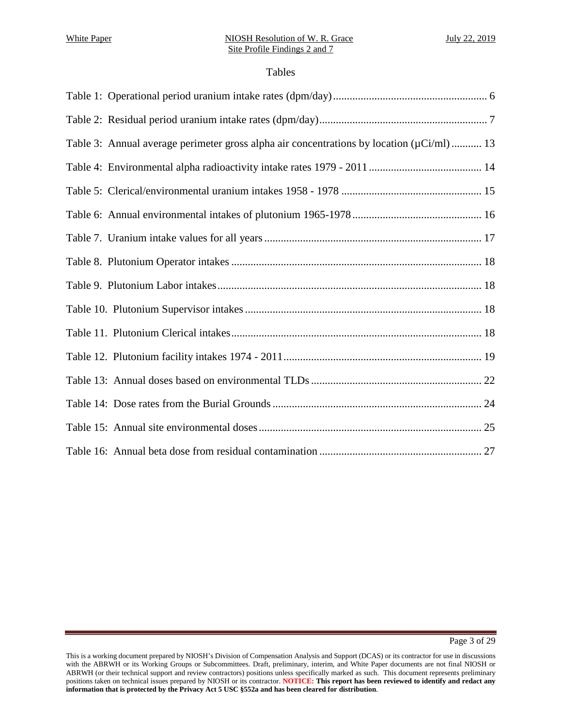# Tables

Table 1: Operational period uranium intake rates (dpm/day) ........................................................ 6

Table 2: Residual period uranium intake rates (dpm/day) ............................................................. 7

Table 3: Annual average perimeter gross alpha air concentrations by location (μCi/ml) ........... 13

Table 4: Environmental alpha radioactivity intake rates 1979 - 2011 ......................................... 14

Table 5: Clerical/environmental uranium intakes 1958 - 1978 .................................................. 15

Table 6: Annual environmental intakes of plutonium 1965-1978 .............................................. 16

Table 7. Uranium intake values for all years .............................................................................. 17

Table 8. Plutonium Operator intakes .......................................................................................... 18

Table 9. Plutonium Labor intakes ............................................................................................... 18

Table 10. Plutonium Supervisor intakes ..................................................................................... 18

Table 11. Plutonium Clerical intakes .......................................................................................... 18

Table 12. Plutonium facility intakes 1974 - 2011 ....................................................................... 19

Table 13: Annual doses based on environmental TLDs ............................................................. 22

Table 14: Dose rates from the Burial Grounds ........................................................................... 24

Table 15: Annual site environmental doses ................................................................................ 25

Table 16: Annual beta dose from residual contamination .......................................................... 27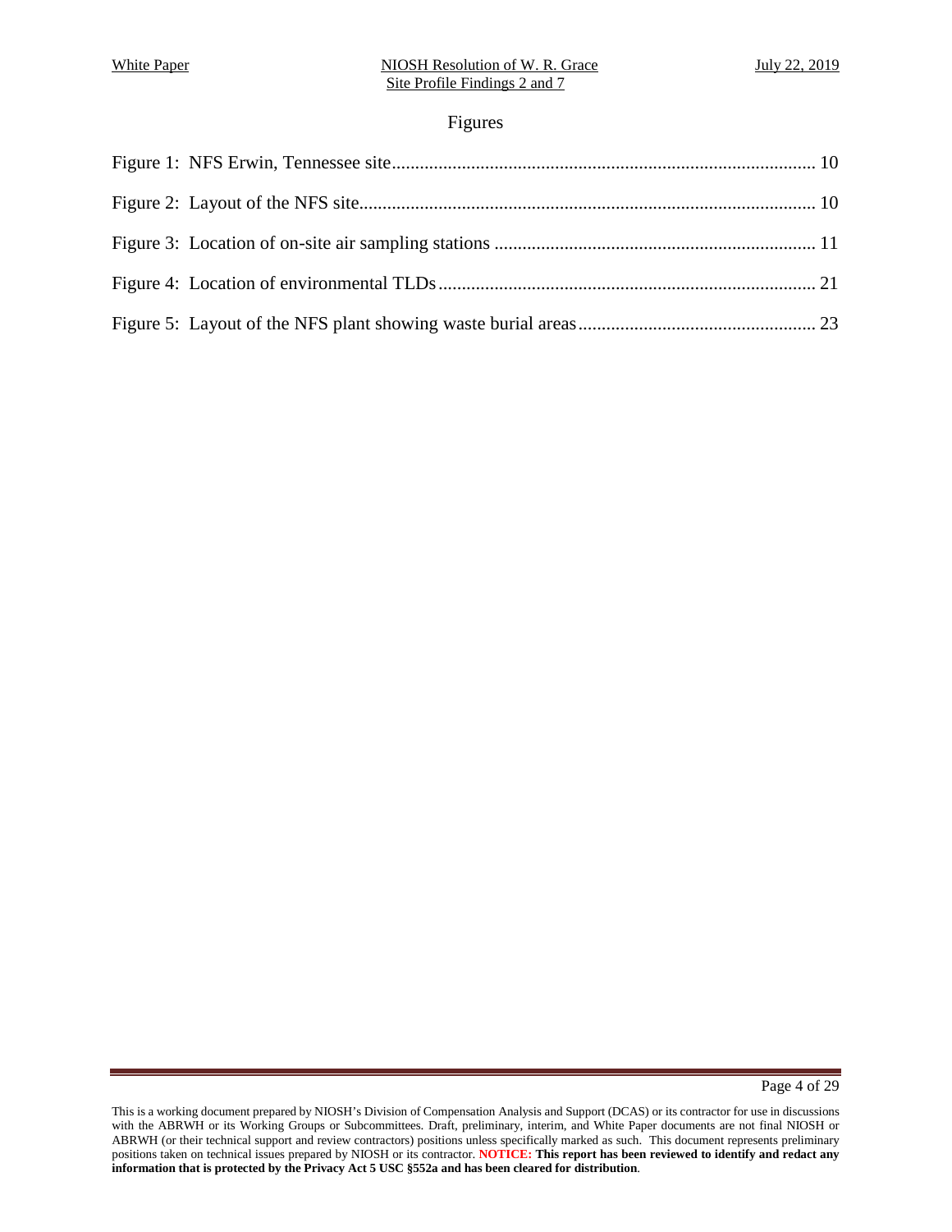# Figures

Figure 1: NFS Erwin, Tennessee site .......... 10

Figure 2: Layout of the NFS site .......... 10

Figure 3: Location of on-site air sampling stations .......... 11

Figure 4: Location of environmental TLDs .......... 21

Figure 5: Layout of the NFS plant showing waste burial areas .......... 23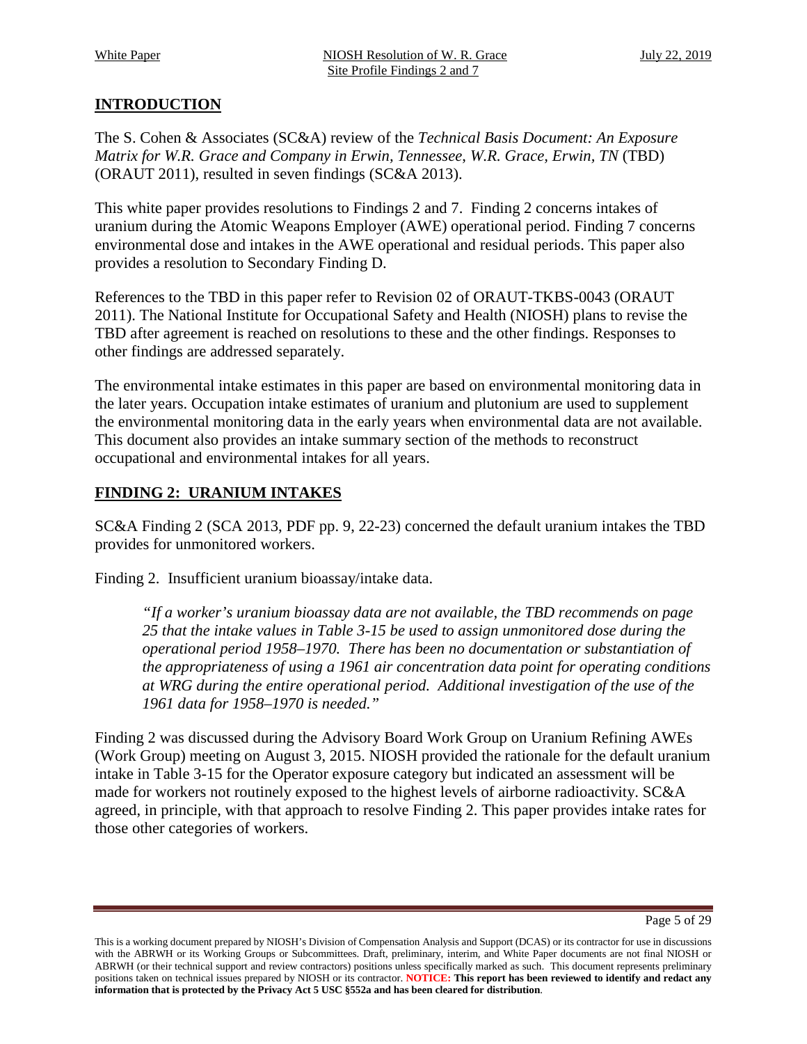## INTRODUCTION

The S. Cohen & Associates (SC&A) review of the *Technical Basis Document: An Exposure Matrix for W.R. Grace and Company in Erwin, Tennessee, W.R. Grace, Erwin, TN* (TBD) (ORAUT 2011), resulted in seven findings (SC&A 2013).

This white paper provides resolutions to Findings 2 and 7. Finding 2 concerns intakes of uranium during the Atomic Weapons Employer (AWE) operational period. Finding 7 concerns environmental dose and intakes in the AWE operational and residual periods. This paper also provides a resolution to Secondary Finding D.

References to the TBD in this paper refer to Revision 02 of ORAUT-TKBS-0043 (ORAUT 2011). The National Institute for Occupational Safety and Health (NIOSH) plans to revise the TBD after agreement is reached on resolutions to these and the other findings. Responses to other findings are addressed separately.

The environmental intake estimates in this paper are based on environmental monitoring data in the later years. Occupation intake estimates of uranium and plutonium are used to supplement the environmental monitoring data in the early years when environmental data are not available. This document also provides an intake summary section of the methods to reconstruct occupational and environmental intakes for all years.

## FINDING 2: URANIUM INTAKES

SC&A Finding 2 (SCA 2013, PDF pp. 9, 22-23) concerned the default uranium intakes the TBD provides for unmonitored workers.

Finding 2. Insufficient uranium bioassay/intake data.

> *"If a worker's uranium bioassay data are not available, the TBD recommends on page 25 that the intake values in Table 3-15 be used to assign unmonitored dose during the operational period 1958–1970. There has been no documentation or substantiation of the appropriateness of using a 1961 air concentration data point for operating conditions at WRG during the entire operational period. Additional investigation of the use of the 1961 data for 1958–1970 is needed."*

Finding 2 was discussed during the Advisory Board Work Group on Uranium Refining AWEs (Work Group) meeting on August 3, 2015. NIOSH provided the rationale for the default uranium intake in Table 3-15 for the Operator exposure category but indicated an assessment will be made for workers not routinely exposed to the highest levels of airborne radioactivity. SC&A agreed, in principle, with that approach to resolve Finding 2. This paper provides intake rates for those other categories of workers.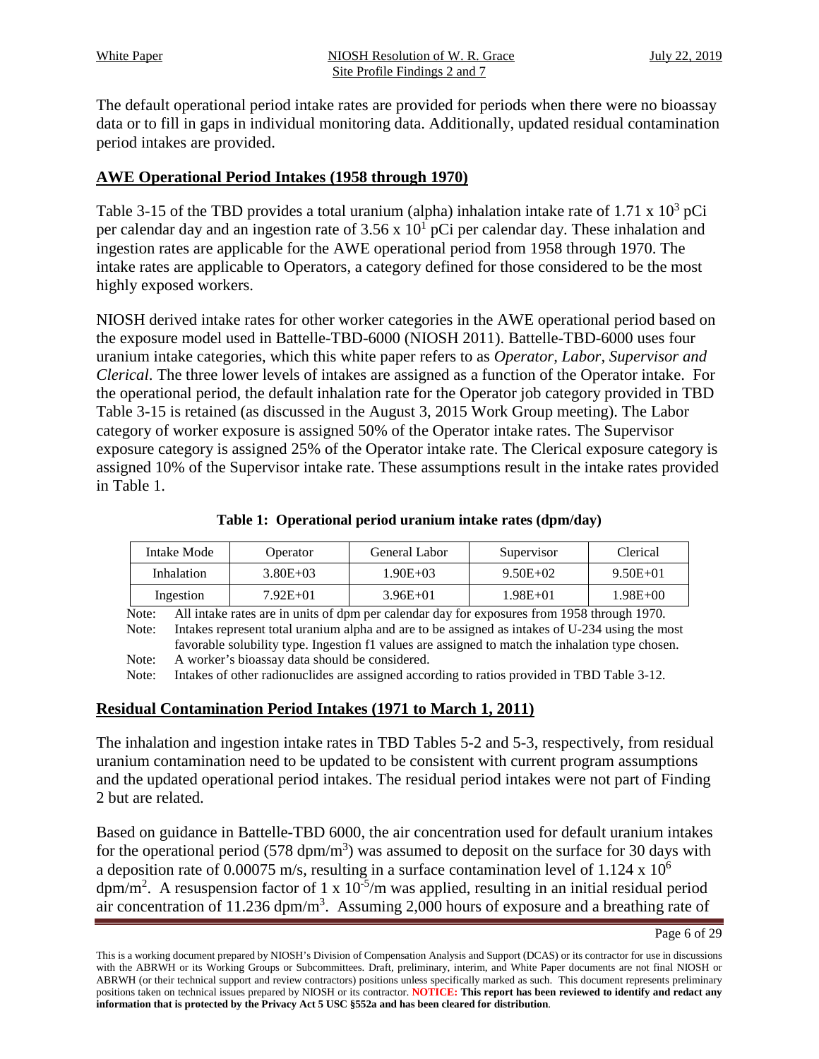The default operational period intake rates are provided for periods when there were no bioassay data or to fill in gaps in individual monitoring data. Additionally, updated residual contamination period intakes are provided.

## AWE Operational Period Intakes (1958 through 1970)

Table 3-15 of the TBD provides a total uranium (alpha) inhalation intake rate of $1.71 \times 10^3$ pCi per calendar day and an ingestion rate of $3.56 \times 10^1$ pCi per calendar day. These inhalation and ingestion rates are applicable for the AWE operational period from 1958 through 1970. The intake rates are applicable to Operators, a category defined for those considered to be the most highly exposed workers.

NIOSH derived intake rates for other worker categories in the AWE operational period based on the exposure model used in Battelle-TBD-6000 (NIOSH 2011). Battelle-TBD-6000 uses four uranium intake categories, which this white paper refers to as *Operator*, *Labor*, *Supervisor and Clerical*. The three lower levels of intakes are assigned as a function of the Operator intake. For the operational period, the default inhalation rate for the Operator job category provided in TBD Table 3-15 is retained (as discussed in the August 3, 2015 Work Group meeting). The Labor category of worker exposure is assigned 50% of the Operator intake rates. The Supervisor exposure category is assigned 25% of the Operator intake rate. The Clerical exposure category is assigned 10% of the Supervisor intake rate. These assumptions result in the intake rates provided in Table 1.

**Table 1: Operational period uranium intake rates (dpm/day)**

| Intake Mode | Operator | General Labor | Supervisor | Clerical |
|---|---|---|---|---|
| Inhalation | 3.80E+03 | 1.90E+03 | 9.50E+02 | 9.50E+01 |
| Ingestion | 7.92E+01 | 3.96E+01 | 1.98E+01 | 1.98E+00 |

Note: All intake rates are in units of dpm per calendar day for exposures from 1958 through 1970.

Note: Intakes represent total uranium alpha and are to be assigned as intakes of U-234 using the most favorable solubility type. Ingestion f1 values are assigned to match the inhalation type chosen.

Note: A worker's bioassay data should be considered.

Note: Intakes of other radionuclides are assigned according to ratios provided in TBD Table 3-12.

## Residual Contamination Period Intakes (1971 to March 1, 2011)

The inhalation and ingestion intake rates in TBD Tables 5-2 and 5-3, respectively, from residual uranium contamination need to be updated to be consistent with current program assumptions and the updated operational period intakes. The residual period intakes were not part of Finding 2 but are related.

Based on guidance in Battelle-TBD 6000, the air concentration used for default uranium intakes for the operational period (578 dpm/m$^3$) was assumed to deposit on the surface for 30 days with a deposition rate of 0.00075 m/s, resulting in a surface contamination level of $1.124 \times 10^6$ dpm/m$^2$. A resuspension factor of $1 \times 10^{-5}$/m was applied, resulting in an initial residual period air concentration of 11.236 dpm/m$^3$. Assuming 2,000 hours of exposure and a breathing rate of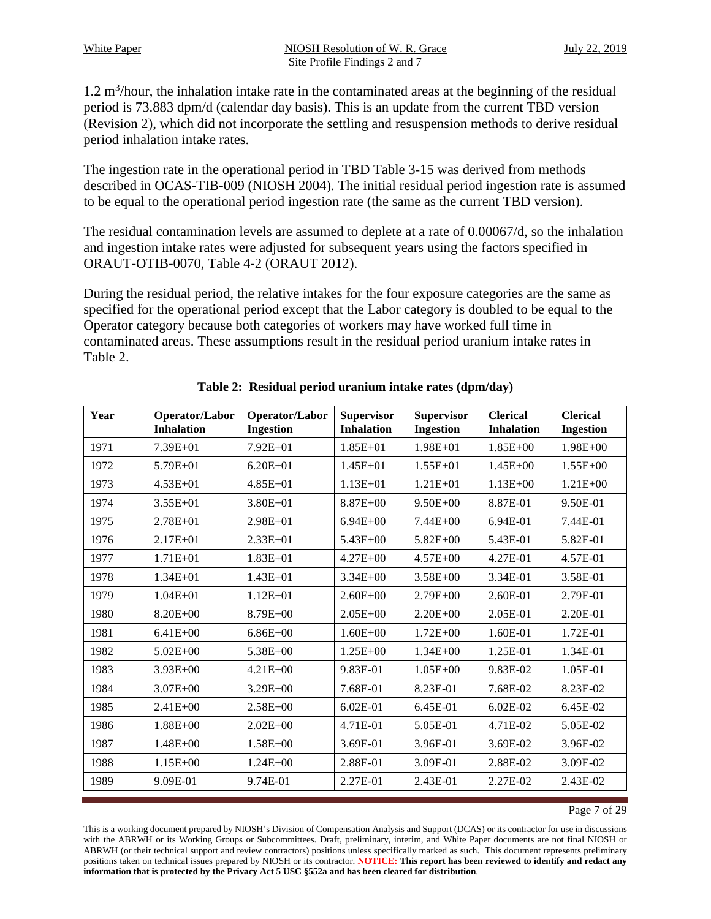1.2 $m^3$/hour, the inhalation intake rate in the contaminated areas at the beginning of the residual period is 73.883 dpm/d (calendar day basis). This is an update from the current TBD version (Revision 2), which did not incorporate the settling and resuspension methods to derive residual period inhalation intake rates.

The ingestion rate in the operational period in TBD Table 3-15 was derived from methods described in OCAS-TIB-009 (NIOSH 2004). The initial residual period ingestion rate is assumed to be equal to the operational period ingestion rate (the same as the current TBD version).

The residual contamination levels are assumed to deplete at a rate of 0.00067/d, so the inhalation and ingestion intake rates were adjusted for subsequent years using the factors specified in ORAUT-OTIB-0070, Table 4-2 (ORAUT 2012).

During the residual period, the relative intakes for the four exposure categories are the same as specified for the operational period except that the Labor category is doubled to be equal to the Operator category because both categories of workers may have worked full time in contaminated areas. These assumptions result in the residual period uranium intake rates in Table 2.

**Table 2: Residual period uranium intake rates (dpm/day)**

| Year | Operator/Labor Inhalation | Operator/Labor Ingestion | Supervisor Inhalation | Supervisor Ingestion | Clerical Inhalation | Clerical Ingestion |
|---|---|---|---|---|---|---|
| 1971 | 7.39E+01 | 7.92E+01 | 1.85E+01 | 1.98E+01 | 1.85E+00 | 1.98E+00 |
| 1972 | 5.79E+01 | 6.20E+01 | 1.45E+01 | 1.55E+01 | 1.45E+00 | 1.55E+00 |
| 1973 | 4.53E+01 | 4.85E+01 | 1.13E+01 | 1.21E+01 | 1.13E+00 | 1.21E+00 |
| 1974 | 3.55E+01 | 3.80E+01 | 8.87E+00 | 9.50E+00 | 8.87E-01 | 9.50E-01 |
| 1975 | 2.78E+01 | 2.98E+01 | 6.94E+00 | 7.44E+00 | 6.94E-01 | 7.44E-01 |
| 1976 | 2.17E+01 | 2.33E+01 | 5.43E+00 | 5.82E+00 | 5.43E-01 | 5.82E-01 |
| 1977 | 1.71E+01 | 1.83E+01 | 4.27E+00 | 4.57E+00 | 4.27E-01 | 4.57E-01 |
| 1978 | 1.34E+01 | 1.43E+01 | 3.34E+00 | 3.58E+00 | 3.34E-01 | 3.58E-01 |
| 1979 | 1.04E+01 | 1.12E+01 | 2.60E+00 | 2.79E+00 | 2.60E-01 | 2.79E-01 |
| 1980 | 8.20E+00 | 8.79E+00 | 2.05E+00 | 2.20E+00 | 2.05E-01 | 2.20E-01 |
| 1981 | 6.41E+00 | 6.86E+00 | 1.60E+00 | 1.72E+00 | 1.60E-01 | 1.72E-01 |
| 1982 | 5.02E+00 | 5.38E+00 | 1.25E+00 | 1.34E+00 | 1.25E-01 | 1.34E-01 |
| 1983 | 3.93E+00 | 4.21E+00 | 9.83E-01 | 1.05E+00 | 9.83E-02 | 1.05E-01 |
| 1984 | 3.07E+00 | 3.29E+00 | 7.68E-01 | 8.23E-01 | 7.68E-02 | 8.23E-02 |
| 1985 | 2.41E+00 | 2.58E+00 | 6.02E-01 | 6.45E-01 | 6.02E-02 | 6.45E-02 |
| 1986 | 1.88E+00 | 2.02E+00 | 4.71E-01 | 5.05E-01 | 4.71E-02 | 5.05E-02 |
| 1987 | 1.48E+00 | 1.58E+00 | 3.69E-01 | 3.96E-01 | 3.69E-02 | 3.96E-02 |
| 1988 | 1.15E+00 | 1.24E+00 | 2.88E-01 | 3.09E-01 | 2.88E-02 | 3.09E-02 |
| 1989 | 9.09E-01 | 9.74E-01 | 2.27E-01 | 2.43E-01 | 2.27E-02 | 2.43E-02 |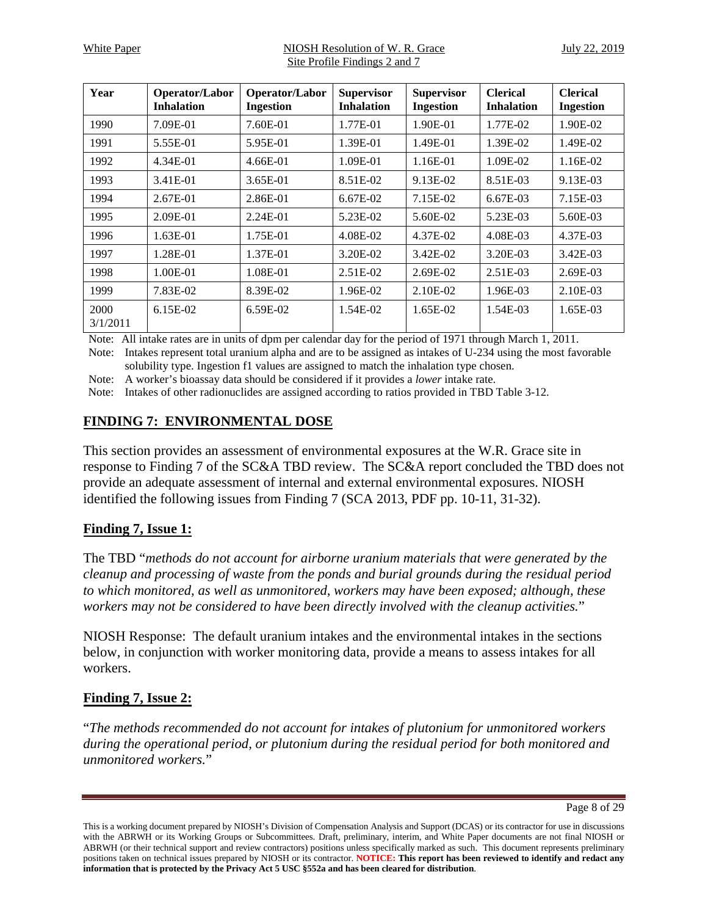| Year | Operator/Labor Inhalation | Operator/Labor Ingestion | Supervisor Inhalation | Supervisor Ingestion | Clerical Inhalation | Clerical Ingestion |
|---|---|---|---|---|---|---|
| 1990 | 7.09E-01 | 7.60E-01 | 1.77E-01 | 1.90E-01 | 1.77E-02 | 1.90E-02 |
| 1991 | 5.55E-01 | 5.95E-01 | 1.39E-01 | 1.49E-01 | 1.39E-02 | 1.49E-02 |
| 1992 | 4.34E-01 | 4.66E-01 | 1.09E-01 | 1.16E-01 | 1.09E-02 | 1.16E-02 |
| 1993 | 3.41E-01 | 3.65E-01 | 8.51E-02 | 9.13E-02 | 8.51E-03 | 9.13E-03 |
| 1994 | 2.67E-01 | 2.86E-01 | 6.67E-02 | 7.15E-02 | 6.67E-03 | 7.15E-03 |
| 1995 | 2.09E-01 | 2.24E-01 | 5.23E-02 | 5.60E-02 | 5.23E-03 | 5.60E-03 |
| 1996 | 1.63E-01 | 1.75E-01 | 4.08E-02 | 4.37E-02 | 4.08E-03 | 4.37E-03 |
| 1997 | 1.28E-01 | 1.37E-01 | 3.20E-02 | 3.42E-02 | 3.20E-03 | 3.42E-03 |
| 1998 | 1.00E-01 | 1.08E-01 | 2.51E-02 | 2.69E-02 | 2.51E-03 | 2.69E-03 |
| 1999 | 7.83E-02 | 8.39E-02 | 1.96E-02 | 2.10E-02 | 1.96E-03 | 2.10E-03 |
| 2000 3/1/2011 | 6.15E-02 | 6.59E-02 | 1.54E-02 | 1.65E-02 | 1.54E-03 | 1.65E-03 |

Note: All intake rates are in units of dpm per calendar day for the period of 1971 through March 1, 2011.

Note: Intakes represent total uranium alpha and are to be assigned as intakes of U-234 using the most favorable solubility type. Ingestion f1 values are assigned to match the inhalation type chosen.

Note: A worker's bioassay data should be considered if it provides a *lower* intake rate.

Note: Intakes of other radionuclides are assigned according to ratios provided in TBD Table 3-12.

## FINDING 7: ENVIRONMENTAL DOSE

This section provides an assessment of environmental exposures at the W.R. Grace site in response to Finding 7 of the SC&A TBD review. The SC&A report concluded the TBD does not provide an adequate assessment of internal and external environmental exposures. NIOSH identified the following issues from Finding 7 (SCA 2013, PDF pp. 10-11, 31-32).

### Finding 7, Issue 1:

The TBD "*methods do not account for airborne uranium materials that were generated by the cleanup and processing of waste from the ponds and burial grounds during the residual period to which monitored, as well as unmonitored, workers may have been exposed; although, these workers may not be considered to have been directly involved with the cleanup activities.*"

NIOSH Response: The default uranium intakes and the environmental intakes in the sections below, in conjunction with worker monitoring data, provide a means to assess intakes for all workers.

### Finding 7, Issue 2:

"*The methods recommended do not account for intakes of plutonium for unmonitored workers during the operational period, or plutonium during the residual period for both monitored and unmonitored workers.*"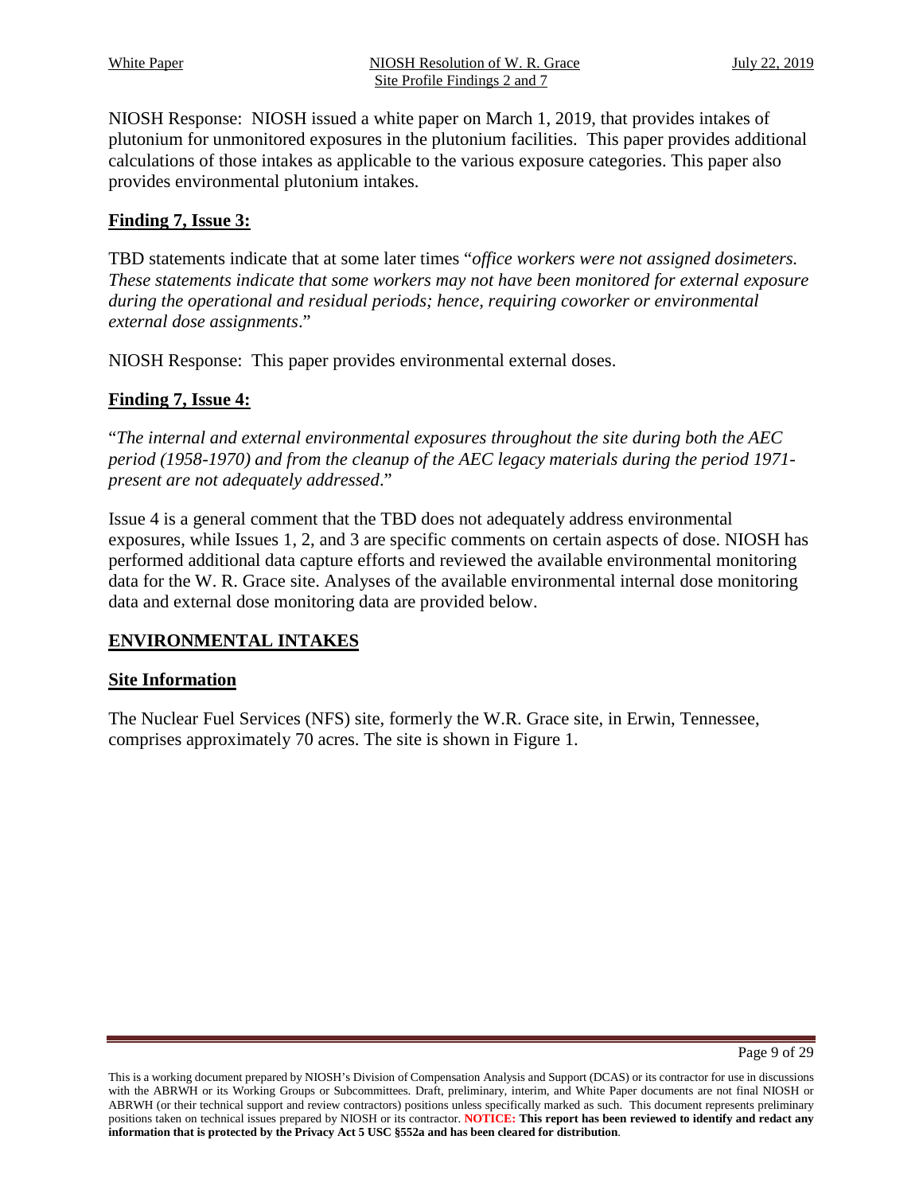NIOSH Response: NIOSH issued a white paper on March 1, 2019, that provides intakes of plutonium for unmonitored exposures in the plutonium facilities. This paper provides additional calculations of those intakes as applicable to the various exposure categories. This paper also provides environmental plutonium intakes.

## Finding 7, Issue 3:

TBD statements indicate that at some later times "*office workers were not assigned dosimeters. These statements indicate that some workers may not have been monitored for external exposure during the operational and residual periods; hence, requiring coworker or environmental external dose assignments*."

NIOSH Response: This paper provides environmental external doses.

## Finding 7, Issue 4:

"*The internal and external environmental exposures throughout the site during both the AEC period (1958-1970) and from the cleanup of the AEC legacy materials during the period 1971-present are not adequately addressed*."

Issue 4 is a general comment that the TBD does not adequately address environmental exposures, while Issues 1, 2, and 3 are specific comments on certain aspects of dose. NIOSH has performed additional data capture efforts and reviewed the available environmental monitoring data for the W. R. Grace site. Analyses of the available environmental internal dose monitoring data and external dose monitoring data are provided below.

## ENVIRONMENTAL INTAKES

### Site Information

The Nuclear Fuel Services (NFS) site, formerly the W.R. Grace site, in Erwin, Tennessee, comprises approximately 70 acres. The site is shown in Figure 1.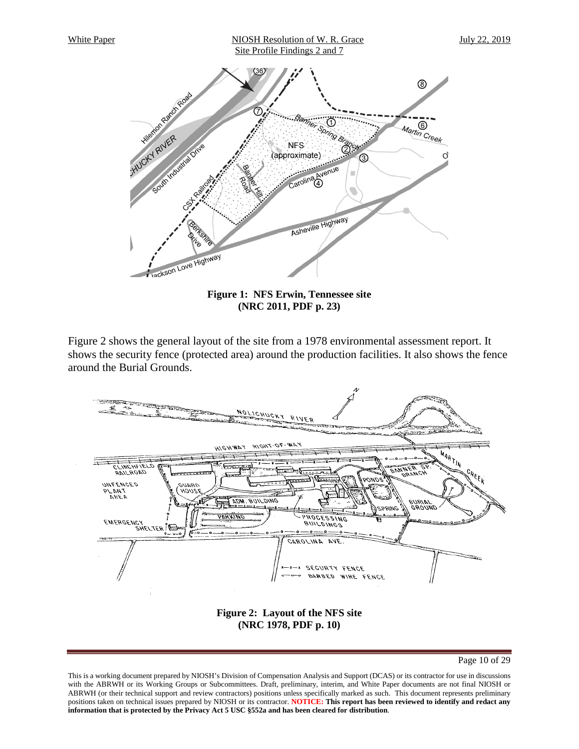**Figure 1: NFS Erwin, Tennessee site (NRC 2011, PDF p. 23)**

Figure 2 shows the general layout of the site from a 1978 environmental assessment report. It shows the security fence (protected area) around the production facilities. It also shows the fence around the Burial Grounds.

**Figure 2: Layout of the NFS site (NRC 1978, PDF p. 10)**

This is a working document prepared by NIOSH's Division of Compensation Analysis and Support (DCAS) or its contractor for use in discussions with the ABRWH or its Working Groups or Subcommittees. Draft, preliminary, interim, and White Paper documents are not final NIOSH or ABRWH (or their technical support and review contractors) positions unless specifically marked as such. This document represents preliminary positions taken on technical issues prepared by NIOSH or its contractor. **NOTICE: This report has been reviewed to identify and redact any information that is protected by the Privacy Act 5 USC §552a and has been cleared for distribution**.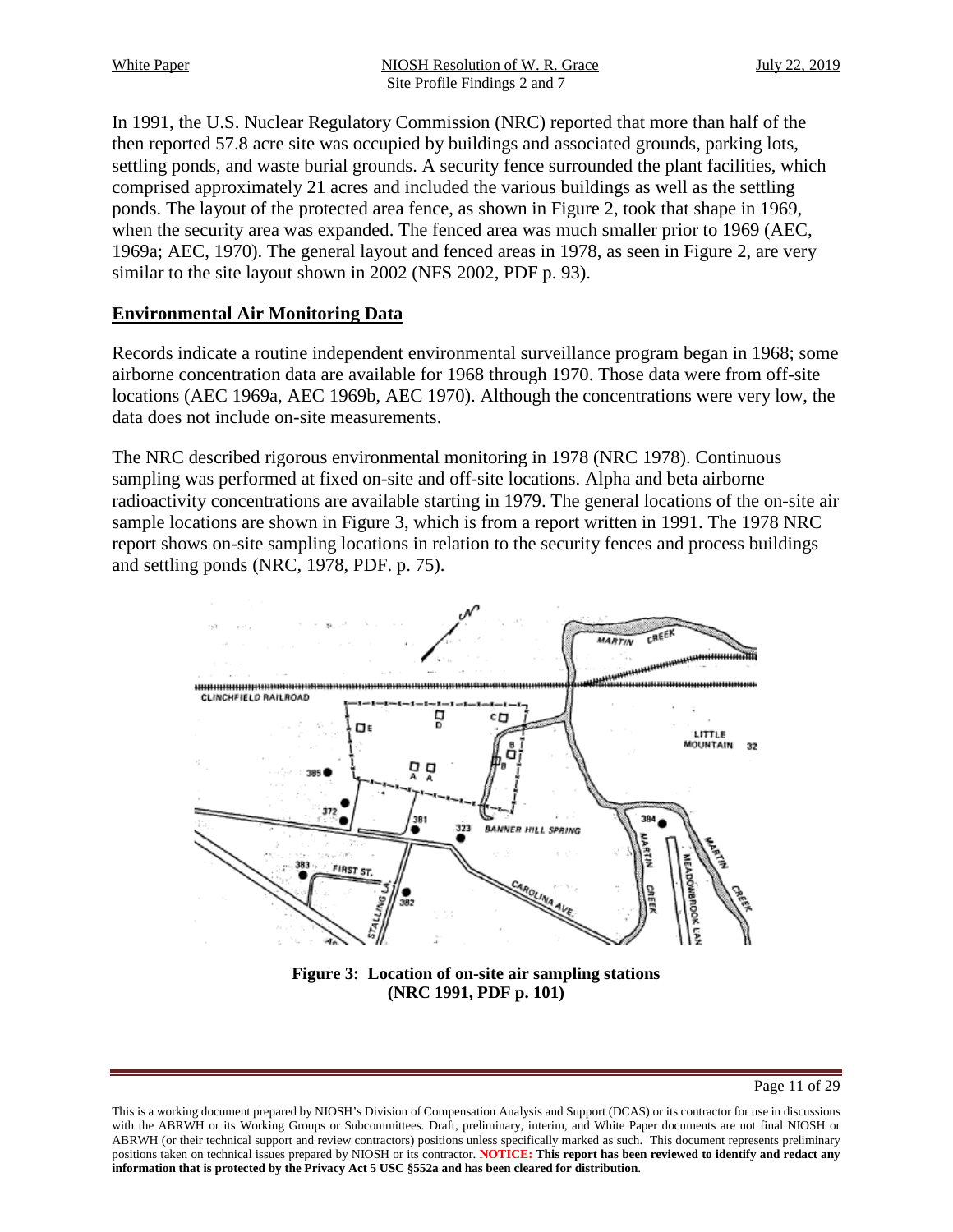In 1991, the U.S. Nuclear Regulatory Commission (NRC) reported that more than half of the then reported 57.8 acre site was occupied by buildings and associated grounds, parking lots, settling ponds, and waste burial grounds. A security fence surrounded the plant facilities, which comprised approximately 21 acres and included the various buildings as well as the settling ponds. The layout of the protected area fence, as shown in Figure 2, took that shape in 1969, when the security area was expanded. The fenced area was much smaller prior to 1969 (AEC, 1969a; AEC, 1970). The general layout and fenced areas in 1978, as seen in Figure 2, are very similar to the site layout shown in 2002 (NFS 2002, PDF p. 93).

## Environmental Air Monitoring Data

Records indicate a routine independent environmental surveillance program began in 1968; some airborne concentration data are available for 1968 through 1970. Those data were from off-site locations (AEC 1969a, AEC 1969b, AEC 1970). Although the concentrations were very low, the data does not include on-site measurements.

The NRC described rigorous environmental monitoring in 1978 (NRC 1978). Continuous sampling was performed at fixed on-site and off-site locations. Alpha and beta airborne radioactivity concentrations are available starting in 1979. The general locations of the on-site air sample locations are shown in Figure 3, which is from a report written in 1991. The 1978 NRC report shows on-site sampling locations in relation to the security fences and process buildings and settling ponds (NRC, 1978, PDF. p. 75).

**Figure 3: Location of on-site air sampling stations (NRC 1991, PDF p. 101)**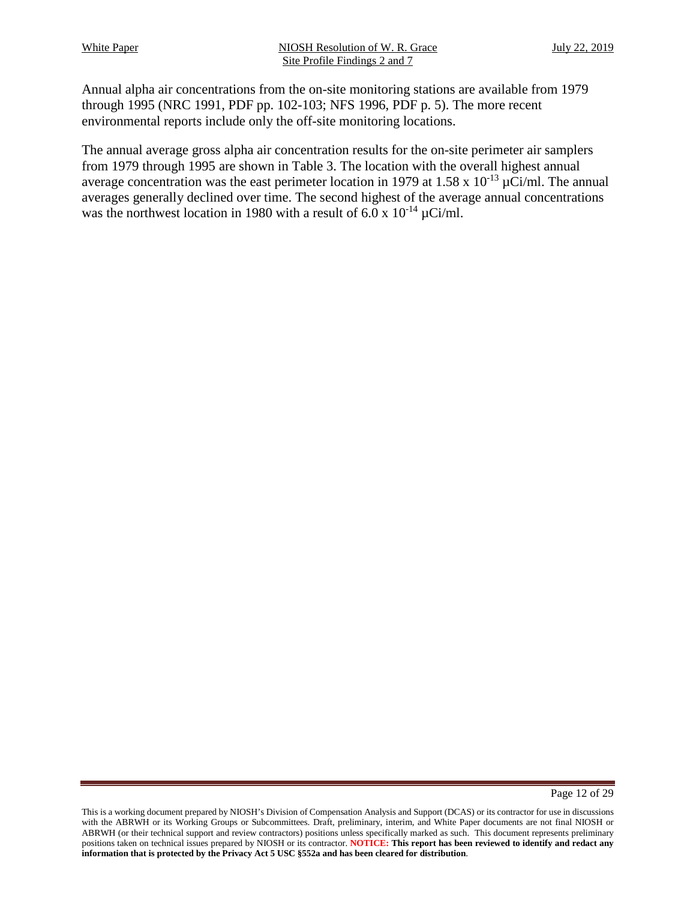Annual alpha air concentrations from the on-site monitoring stations are available from 1979 through 1995 (NRC 1991, PDF pp. 102-103; NFS 1996, PDF p. 5). The more recent environmental reports include only the off-site monitoring locations.

The annual average gross alpha air concentration results for the on-site perimeter air samplers from 1979 through 1995 are shown in Table 3. The location with the overall highest annual average concentration was the east perimeter location in 1979 at $1.58 \times 10^{-13}$ µCi/ml. The annual averages generally declined over time. The second highest of the average annual concentrations was the northwest location in 1980 with a result of $6.0 \times 10^{-14}$ µCi/ml.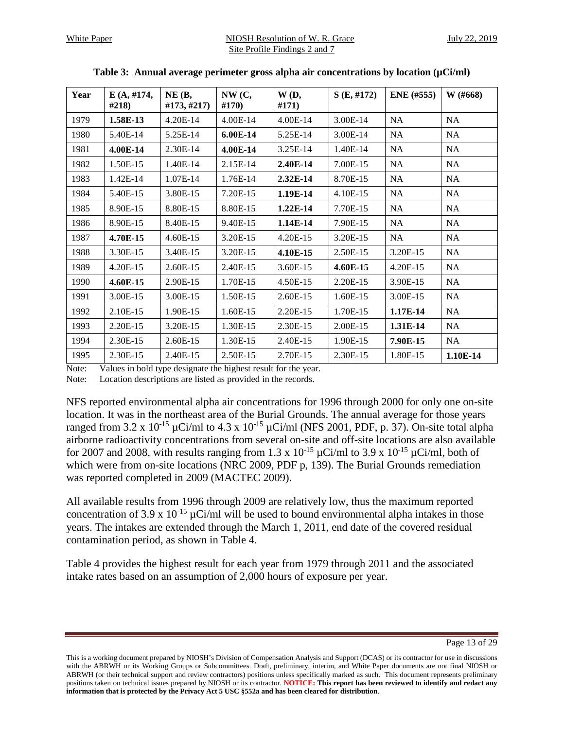**Table 3: Annual average perimeter gross alpha air concentrations by location (μCi/ml)**

| Year | E (A, #174, #218) | NE (B, #173, #217) | NW (C, #170) | W (D, #171) | S (E, #172) | ENE (#555) | W (#668) |
|---|---|---|---|---|---|---|---|
| 1979 | **1.58E-13** | 4.20E-14 | 4.00E-14 | 4.00E-14 | 3.00E-14 | NA | NA |
| 1980 | 5.40E-14 | 5.25E-14 | **6.00E-14** | 5.25E-14 | 3.00E-14 | NA | NA |
| 1981 | **4.00E-14** | 2.30E-14 | **4.00E-14** | 3.25E-14 | 1.40E-14 | NA | NA |
| 1982 | 1.50E-15 | 1.40E-14 | 2.15E-14 | **2.40E-14** | 7.00E-15 | NA | NA |
| 1983 | 1.42E-14 | 1.07E-14 | 1.76E-14 | **2.32E-14** | 8.70E-15 | NA | NA |
| 1984 | 5.40E-15 | 3.80E-15 | 7.20E-15 | **1.19E-14** | 4.10E-15 | NA | NA |
| 1985 | 8.90E-15 | 8.80E-15 | 8.80E-15 | **1.22E-14** | 7.70E-15 | NA | NA |
| 1986 | 8.90E-15 | 8.40E-15 | 9.40E-15 | **1.14E-14** | 7.90E-15 | NA | NA |
| 1987 | **4.70E-15** | 4.60E-15 | 3.20E-15 | 4.20E-15 | 3.20E-15 | NA | NA |
| 1988 | 3.30E-15 | 3.40E-15 | 3.20E-15 | **4.10E-15** | 2.50E-15 | 3.20E-15 | NA |
| 1989 | 4.20E-15 | 2.60E-15 | 2.40E-15 | 3.60E-15 | **4.60E-15** | 4.20E-15 | NA |
| 1990 | **4.60E-15** | 2.90E-15 | 1.70E-15 | 4.50E-15 | 2.20E-15 | 3.90E-15 | NA |
| 1991 | 3.00E-15 | 3.00E-15 | 1.50E-15 | 2.60E-15 | 1.60E-15 | 3.00E-15 | NA |
| 1992 | 2.10E-15 | 1.90E-15 | 1.60E-15 | 2.20E-15 | 1.70E-15 | **1.17E-14** | NA |
| 1993 | 2.20E-15 | 3.20E-15 | 1.30E-15 | 2.30E-15 | 2.00E-15 | **1.31E-14** | NA |
| 1994 | 2.30E-15 | 2.60E-15 | 1.30E-15 | 2.40E-15 | 1.90E-15 | **7.90E-15** | NA |
| 1995 | 2.30E-15 | 2.40E-15 | 2.50E-15 | 2.70E-15 | 2.30E-15 | 1.80E-15 | **1.10E-14** |

Note: Values in bold type designate the highest result for the year.

Note: Location descriptions are listed as provided in the records.

NFS reported environmental alpha air concentrations for 1996 through 2000 for only one on-site location. It was in the northeast area of the Burial Grounds. The annual average for those years ranged from 3.2 x $10^{-15}$ μCi/ml to 4.3 x $10^{-15}$ μCi/ml (NFS 2001, PDF, p. 37). On-site total alpha airborne radioactivity concentrations from several on-site and off-site locations are also available for 2007 and 2008, with results ranging from 1.3 x $10^{-15}$ μCi/ml to 3.9 x $10^{-15}$ μCi/ml, both of which were from on-site locations (NRC 2009, PDF p, 139). The Burial Grounds remediation was reported completed in 2009 (MACTEC 2009).

All available results from 1996 through 2009 are relatively low, thus the maximum reported concentration of 3.9 x $10^{-15}$ μCi/ml will be used to bound environmental alpha intakes in those years. The intakes are extended through the March 1, 2011, end date of the covered residual contamination period, as shown in Table 4.

Table 4 provides the highest result for each year from 1979 through 2011 and the associated intake rates based on an assumption of 2,000 hours of exposure per year.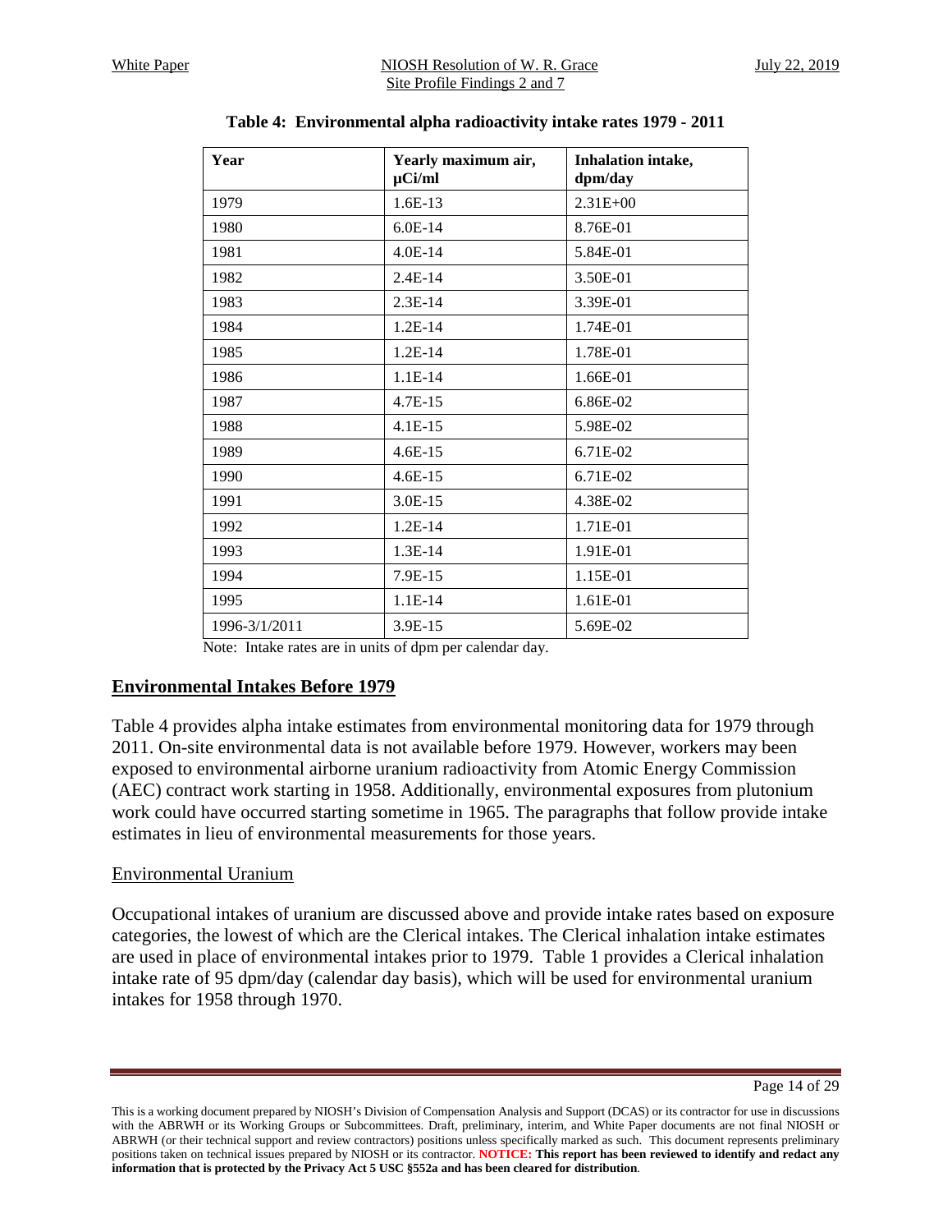**Table 4: Environmental alpha radioactivity intake rates 1979 - 2011**

| Year | Yearly maximum air, µCi/ml | Inhalation intake, dpm/day |
|---|---|---|
| 1979 | 1.6E-13 | 2.31E+00 |
| 1980 | 6.0E-14 | 8.76E-01 |
| 1981 | 4.0E-14 | 5.84E-01 |
| 1982 | 2.4E-14 | 3.50E-01 |
| 1983 | 2.3E-14 | 3.39E-01 |
| 1984 | 1.2E-14 | 1.74E-01 |
| 1985 | 1.2E-14 | 1.78E-01 |
| 1986 | 1.1E-14 | 1.66E-01 |
| 1987 | 4.7E-15 | 6.86E-02 |
| 1988 | 4.1E-15 | 5.98E-02 |
| 1989 | 4.6E-15 | 6.71E-02 |
| 1990 | 4.6E-15 | 6.71E-02 |
| 1991 | 3.0E-15 | 4.38E-02 |
| 1992 | 1.2E-14 | 1.71E-01 |
| 1993 | 1.3E-14 | 1.91E-01 |
| 1994 | 7.9E-15 | 1.15E-01 |
| 1995 | 1.1E-14 | 1.61E-01 |
| 1996-3/1/2011 | 3.9E-15 | 5.69E-02 |

Note: Intake rates are in units of dpm per calendar day.

## Environmental Intakes Before 1979

Table 4 provides alpha intake estimates from environmental monitoring data for 1979 through 2011. On-site environmental data is not available before 1979. However, workers may been exposed to environmental airborne uranium radioactivity from Atomic Energy Commission (AEC) contract work starting in 1958. Additionally, environmental exposures from plutonium work could have occurred starting sometime in 1965. The paragraphs that follow provide intake estimates in lieu of environmental measurements for those years.

### Environmental Uranium

Occupational intakes of uranium are discussed above and provide intake rates based on exposure categories, the lowest of which are the Clerical intakes. The Clerical inhalation intake estimates are used in place of environmental intakes prior to 1979. Table 1 provides a Clerical inhalation intake rate of 95 dpm/day (calendar day basis), which will be used for environmental uranium intakes for 1958 through 1970.

This is a working document prepared by NIOSH's Division of Compensation Analysis and Support (DCAS) or its contractor for use in discussions with the ABRWH or its Working Groups or Subcommittees. Draft, preliminary, interim, and White Paper documents are not final NIOSH or ABRWH (or their technical support and review contractors) positions unless specifically marked as such. This document represents preliminary positions taken on technical issues prepared by NIOSH or its contractor. **NOTICE: This report has been reviewed to identify and redact any information that is protected by the Privacy Act 5 USC §552a and has been cleared for distribution**.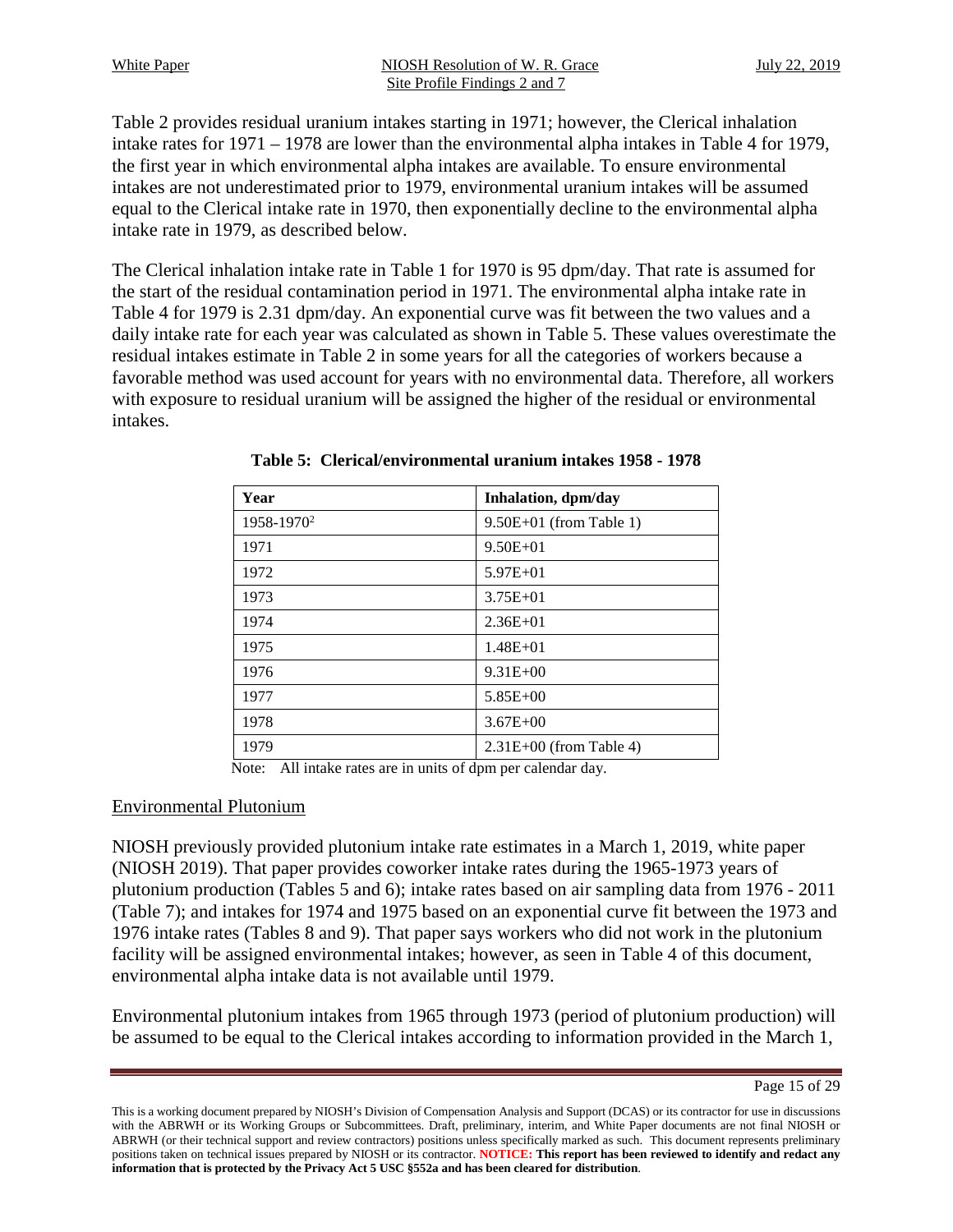Table 2 provides residual uranium intakes starting in 1971; however, the Clerical inhalation intake rates for 1971 – 1978 are lower than the environmental alpha intakes in Table 4 for 1979, the first year in which environmental alpha intakes are available. To ensure environmental intakes are not underestimated prior to 1979, environmental uranium intakes will be assumed equal to the Clerical intake rate in 1970, then exponentially decline to the environmental alpha intake rate in 1979, as described below.

The Clerical inhalation intake rate in Table 1 for 1970 is 95 dpm/day. That rate is assumed for the start of the residual contamination period in 1971. The environmental alpha intake rate in Table 4 for 1979 is 2.31 dpm/day. An exponential curve was fit between the two values and a daily intake rate for each year was calculated as shown in Table 5. These values overestimate the residual intakes estimate in Table 2 in some years for all the categories of workers because a favorable method was used account for years with no environmental data. Therefore, all workers with exposure to residual uranium will be assigned the higher of the residual or environmental intakes.

**Table 5: Clerical/environmental uranium intakes 1958 - 1978**

| Year | Inhalation, dpm/day |
|---|---|
| 1958-1970[2] | 9.50E+01 (from Table 1) |
| 1971 | 9.50E+01 |
| 1972 | 5.97E+01 |
| 1973 | 3.75E+01 |
| 1974 | 2.36E+01 |
| 1975 | 1.48E+01 |
| 1976 | 9.31E+00 |
| 1977 | 5.85E+00 |
| 1978 | 3.67E+00 |
| 1979 | 2.31E+00 (from Table 4) |

Note: All intake rates are in units of dpm per calendar day.

## Environmental Plutonium

NIOSH previously provided plutonium intake rate estimates in a March 1, 2019, white paper (NIOSH 2019). That paper provides coworker intake rates during the 1965-1973 years of plutonium production (Tables 5 and 6); intake rates based on air sampling data from 1976 - 2011 (Table 7); and intakes for 1974 and 1975 based on an exponential curve fit between the 1973 and 1976 intake rates (Tables 8 and 9). That paper says workers who did not work in the plutonium facility will be assigned environmental intakes; however, as seen in Table 4 of this document, environmental alpha intake data is not available until 1979.

Environmental plutonium intakes from 1965 through 1973 (period of plutonium production) will be assumed to be equal to the Clerical intakes according to information provided in the March 1,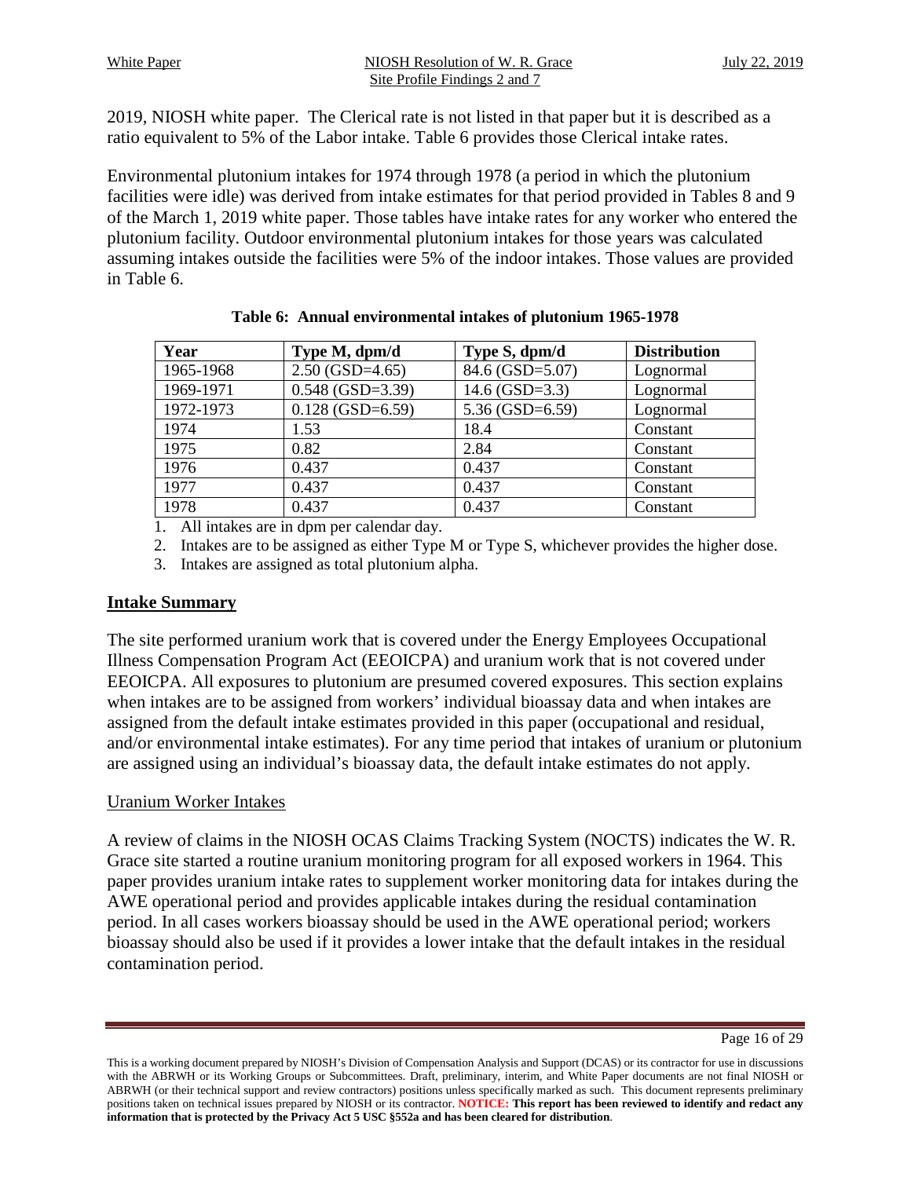2019, NIOSH white paper. The Clerical rate is not listed in that paper but it is described as a ratio equivalent to 5% of the Labor intake. Table 6 provides those Clerical intake rates.

Environmental plutonium intakes for 1974 through 1978 (a period in which the plutonium facilities were idle) was derived from intake estimates for that period provided in Tables 8 and 9 of the March 1, 2019 white paper. Those tables have intake rates for any worker who entered the plutonium facility. Outdoor environmental plutonium intakes for those years was calculated assuming intakes outside the facilities were 5% of the indoor intakes. Those values are provided in Table 6.

**Table 6: Annual environmental intakes of plutonium 1965-1978**

| Year | Type M, dpm/d | Type S, dpm/d | Distribution |
|---|---|---|---|
| 1965-1968 | 2.50 (GSD=4.65) | 84.6 (GSD=5.07) | Lognormal |
| 1969-1971 | 0.548 (GSD=3.39) | 14.6 (GSD=3.3) | Lognormal |
| 1972-1973 | 0.128 (GSD=6.59) | 5.36 (GSD=6.59) | Lognormal |
| 1974 | 1.53 | 18.4 | Constant |
| 1975 | 0.82 | 2.84 | Constant |
| 1976 | 0.437 | 0.437 | Constant |
| 1977 | 0.437 | 0.437 | Constant |
| 1978 | 0.437 | 0.437 | Constant |

1. All intakes are in dpm per calendar day.
2. Intakes are to be assigned as either Type M or Type S, whichever provides the higher dose.
3. Intakes are assigned as total plutonium alpha.

## Intake Summary

The site performed uranium work that is covered under the Energy Employees Occupational Illness Compensation Program Act (EEOICPA) and uranium work that is not covered under EEOICPA. All exposures to plutonium are presumed covered exposures. This section explains when intakes are to be assigned from workers' individual bioassay data and when intakes are assigned from the default intake estimates provided in this paper (occupational and residual, and/or environmental intake estimates). For any time period that intakes of uranium or plutonium are assigned using an individual's bioassay data, the default intake estimates do not apply.

### Uranium Worker Intakes

A review of claims in the NIOSH OCAS Claims Tracking System (NOCTS) indicates the W. R. Grace site started a routine uranium monitoring program for all exposed workers in 1964. This paper provides uranium intake rates to supplement worker monitoring data for intakes during the AWE operational period and provides applicable intakes during the residual contamination period. In all cases workers bioassay should be used in the AWE operational period; workers bioassay should also be used if it provides a lower intake that the default intakes in the residual contamination period.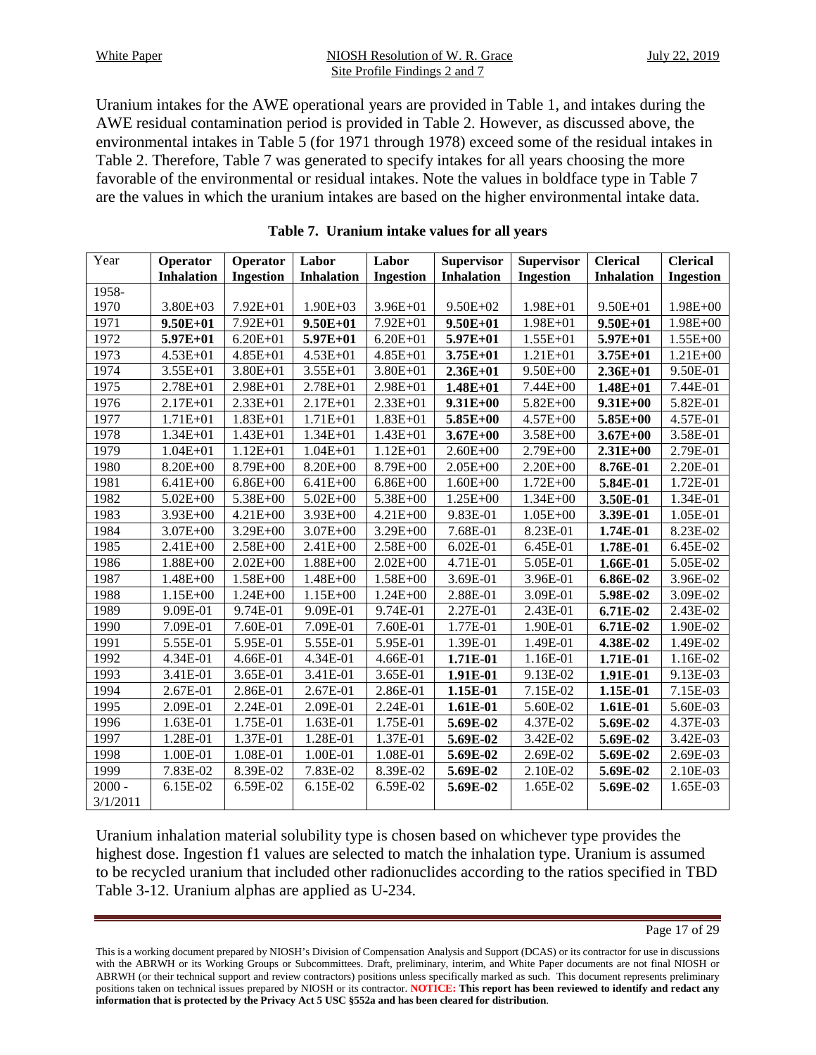Uranium intakes for the AWE operational years are provided in Table 1, and intakes during the AWE residual contamination period is provided in Table 2. However, as discussed above, the environmental intakes in Table 5 (for 1971 through 1978) exceed some of the residual intakes in Table 2. Therefore, Table 7 was generated to specify intakes for all years choosing the more favorable of the environmental or residual intakes. Note the values in boldface type in Table 7 are the values in which the uranium intakes are based on the higher environmental intake data.

**Table 7. Uranium intake values for all years**

| Year | Operator Inhalation | Operator Ingestion | Labor Inhalation | Labor Ingestion | Supervisor Inhalation | Supervisor Ingestion | Clerical Inhalation | Clerical Ingestion |
|---|---|---|---|---|---|---|---|---|
| 1958-1970 | 3.80E+03 | 7.92E+01 | 1.90E+03 | 3.96E+01 | 9.50E+02 | 1.98E+01 | 9.50E+01 | 1.98E+00 |
| 1971 | **9.50E+01** | 7.92E+01 | **9.50E+01** | 7.92E+01 | **9.50E+01** | 1.98E+01 | **9.50E+01** | 1.98E+00 |
| 1972 | **5.97E+01** | 6.20E+01 | **5.97E+01** | 6.20E+01 | **5.97E+01** | 1.55E+01 | **5.97E+01** | 1.55E+00 |
| 1973 | 4.53E+01 | 4.85E+01 | 4.53E+01 | 4.85E+01 | **3.75E+01** | 1.21E+01 | **3.75E+01** | 1.21E+00 |
| 1974 | 3.55E+01 | 3.80E+01 | 3.55E+01 | 3.80E+01 | **2.36E+01** | 9.50E+00 | **2.36E+01** | 9.50E-01 |
| 1975 | 2.78E+01 | 2.98E+01 | 2.78E+01 | 2.98E+01 | **1.48E+01** | 7.44E+00 | **1.48E+01** | 7.44E-01 |
| 1976 | 2.17E+01 | 2.33E+01 | 2.17E+01 | 2.33E+01 | **9.31E+00** | 5.82E+00 | **9.31E+00** | 5.82E-01 |
| 1977 | 1.71E+01 | 1.83E+01 | 1.71E+01 | 1.83E+01 | **5.85E+00** | 4.57E+00 | **5.85E+00** | 4.57E-01 |
| 1978 | 1.34E+01 | 1.43E+01 | 1.34E+01 | 1.43E+01 | **3.67E+00** | 3.58E+00 | **3.67E+00** | 3.58E-01 |
| 1979 | 1.04E+01 | 1.12E+01 | 1.04E+01 | 1.12E+01 | 2.60E+00 | 2.79E+00 | **2.31E+00** | 2.79E-01 |
| 1980 | 8.20E+00 | 8.79E+00 | 8.20E+00 | 8.79E+00 | 2.05E+00 | 2.20E+00 | **8.76E-01** | 2.20E-01 |
| 1981 | 6.41E+00 | 6.86E+00 | 6.41E+00 | 6.86E+00 | 1.60E+00 | 1.72E+00 | **5.84E-01** | 1.72E-01 |
| 1982 | 5.02E+00 | 5.38E+00 | 5.02E+00 | 5.38E+00 | 1.25E+00 | 1.34E+00 | **3.50E-01** | 1.34E-01 |
| 1983 | 3.93E+00 | 4.21E+00 | 3.93E+00 | 4.21E+00 | 9.83E-01 | 1.05E+00 | **3.39E-01** | 1.05E-01 |
| 1984 | 3.07E+00 | 3.29E+00 | 3.07E+00 | 3.29E+00 | 7.68E-01 | 8.23E-01 | **1.74E-01** | 8.23E-02 |
| 1985 | 2.41E+00 | 2.58E+00 | 2.41E+00 | 2.58E+00 | 6.02E-01 | 6.45E-01 | **1.78E-01** | 6.45E-02 |
| 1986 | 1.88E+00 | 2.02E+00 | 1.88E+00 | 2.02E+00 | 4.71E-01 | 5.05E-01 | **1.66E-01** | 5.05E-02 |
| 1987 | 1.48E+00 | 1.58E+00 | 1.48E+00 | 1.58E+00 | 3.69E-01 | 3.96E-01 | **6.86E-02** | 3.96E-02 |
| 1988 | 1.15E+00 | 1.24E+00 | 1.15E+00 | 1.24E+00 | 2.88E-01 | 3.09E-01 | **5.98E-02** | 3.09E-02 |
| 1989 | 9.09E-01 | 9.74E-01 | 9.09E-01 | 9.74E-01 | 2.27E-01 | 2.43E-01 | **6.71E-02** | 2.43E-02 |
| 1990 | 7.09E-01 | 7.60E-01 | 7.09E-01 | 7.60E-01 | 1.77E-01 | 1.90E-01 | **6.71E-02** | 1.90E-02 |
| 1991 | 5.55E-01 | 5.95E-01 | 5.55E-01 | 5.95E-01 | 1.39E-01 | 1.49E-01 | **4.38E-02** | 1.49E-02 |
| 1992 | 4.34E-01 | 4.66E-01 | 4.34E-01 | 4.66E-01 | **1.71E-01** | 1.16E-01 | **1.71E-01** | 1.16E-02 |
| 1993 | 3.41E-01 | 3.65E-01 | 3.41E-01 | 3.65E-01 | **1.91E-01** | 9.13E-02 | **1.91E-01** | 9.13E-03 |
| 1994 | 2.67E-01 | 2.86E-01 | 2.67E-01 | 2.86E-01 | **1.15E-01** | 7.15E-02 | **1.15E-01** | 7.15E-03 |
| 1995 | 2.09E-01 | 2.24E-01 | 2.09E-01 | 2.24E-01 | **1.61E-01** | 5.60E-02 | **1.61E-01** | 5.60E-03 |
| 1996 | 1.63E-01 | 1.75E-01 | 1.63E-01 | 1.75E-01 | **5.69E-02** | 4.37E-02 | **5.69E-02** | 4.37E-03 |
| 1997 | 1.28E-01 | 1.37E-01 | 1.28E-01 | 1.37E-01 | **5.69E-02** | 3.42E-02 | **5.69E-02** | 3.42E-03 |
| 1998 | 1.00E-01 | 1.08E-01 | 1.00E-01 | 1.08E-01 | **5.69E-02** | 2.69E-02 | **5.69E-02** | 2.69E-03 |
| 1999 | 7.83E-02 | 8.39E-02 | 7.83E-02 | 8.39E-02 | **5.69E-02** | 2.10E-02 | **5.69E-02** | 2.10E-03 |
| 2000 - 3/1/2011 | 6.15E-02 | 6.59E-02 | 6.15E-02 | 6.59E-02 | **5.69E-02** | 1.65E-02 | **5.69E-02** | 1.65E-03 |

Uranium inhalation material solubility type is chosen based on whichever type provides the highest dose. Ingestion f1 values are selected to match the inhalation type. Uranium is assumed to be recycled uranium that included other radionuclides according to the ratios specified in TBD Table 3-12. Uranium alphas are applied as U-234.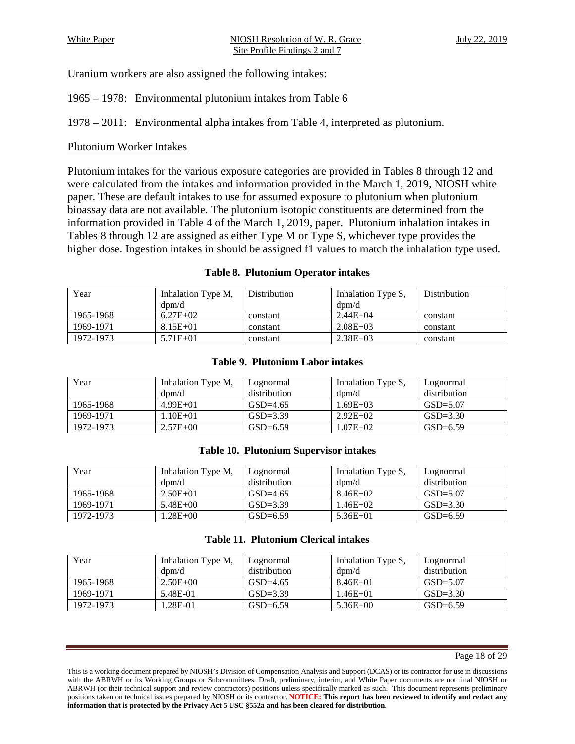Uranium workers are also assigned the following intakes:

1965 – 1978: Environmental plutonium intakes from Table 6

1978 – 2011: Environmental alpha intakes from Table 4, interpreted as plutonium.

Plutonium Worker Intakes

Plutonium intakes for the various exposure categories are provided in Tables 8 through 12 and were calculated from the intakes and information provided in the March 1, 2019, NIOSH white paper. These are default intakes to use for assumed exposure to plutonium when plutonium bioassay data are not available. The plutonium isotopic constituents are determined from the information provided in Table 4 of the March 1, 2019, paper. Plutonium inhalation intakes in Tables 8 through 12 are assigned as either Type M or Type S, whichever type provides the higher dose. Ingestion intakes in should be assigned f1 values to match the inhalation type used.

**Table 8. Plutonium Operator intakes**

| Year | Inhalation Type M, dpm/d | Distribution | Inhalation Type S, dpm/d | Distribution |
|---|---|---|---|---|
| 1965-1968 | 6.27E+02 | constant | 2.44E+04 | constant |
| 1969-1971 | 8.15E+01 | constant | 2.08E+03 | constant |
| 1972-1973 | 5.71E+01 | constant | 2.38E+03 | constant |

**Table 9. Plutonium Labor intakes**

| Year | Inhalation Type M, dpm/d | Lognormal distribution | Inhalation Type S, dpm/d | Lognormal distribution |
|---|---|---|---|---|
| 1965-1968 | 4.99E+01 | GSD=4.65 | 1.69E+03 | GSD=5.07 |
| 1969-1971 | 1.10E+01 | GSD=3.39 | 2.92E+02 | GSD=3.30 |
| 1972-1973 | 2.57E+00 | GSD=6.59 | 1.07E+02 | GSD=6.59 |

**Table 10. Plutonium Supervisor intakes**

| Year | Inhalation Type M, dpm/d | Lognormal distribution | Inhalation Type S, dpm/d | Lognormal distribution |
|---|---|---|---|---|
| 1965-1968 | 2.50E+01 | GSD=4.65 | 8.46E+02 | GSD=5.07 |
| 1969-1971 | 5.48E+00 | GSD=3.39 | 1.46E+02 | GSD=3.30 |
| 1972-1973 | 1.28E+00 | GSD=6.59 | 5.36E+01 | GSD=6.59 |

**Table 11. Plutonium Clerical intakes**

| Year | Inhalation Type M, dpm/d | Lognormal distribution | Inhalation Type S, dpm/d | Lognormal distribution |
|---|---|---|---|---|
| 1965-1968 | 2.50E+00 | GSD=4.65 | 8.46E+01 | GSD=5.07 |
| 1969-1971 | 5.48E-01 | GSD=3.39 | 1.46E+01 | GSD=3.30 |
| 1972-1973 | 1.28E-01 | GSD=6.59 | 5.36E+00 | GSD=6.59 |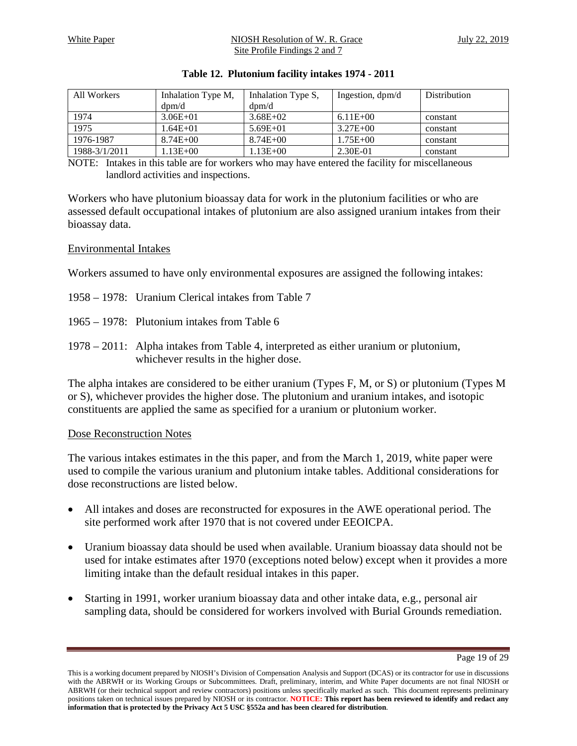**Table 12. Plutonium facility intakes 1974 - 2011**

| All Workers | Inhalation Type M, dpm/d | Inhalation Type S, dpm/d | Ingestion, dpm/d | Distribution |
|---|---|---|---|---|
| 1974 | 3.06E+01 | 3.68E+02 | 6.11E+00 | constant |
| 1975 | 1.64E+01 | 5.69E+01 | 3.27E+00 | constant |
| 1976-1987 | 8.74E+00 | 8.74E+00 | 1.75E+00 | constant |
| 1988-3/1/2011 | 1.13E+00 | 1.13E+00 | 2.30E-01 | constant |

NOTE: Intakes in this table are for workers who may have entered the facility for miscellaneous landlord activities and inspections.

Workers who have plutonium bioassay data for work in the plutonium facilities or who are assessed default occupational intakes of plutonium are also assigned uranium intakes from their bioassay data.

## Environmental Intakes

Workers assumed to have only environmental exposures are assigned the following intakes:

1958 – 1978: Uranium Clerical intakes from Table 7

1965 – 1978: Plutonium intakes from Table 6

1978 – 2011: Alpha intakes from Table 4, interpreted as either uranium or plutonium, whichever results in the higher dose.

The alpha intakes are considered to be either uranium (Types F, M, or S) or plutonium (Types M or S), whichever provides the higher dose. The plutonium and uranium intakes, and isotopic constituents are applied the same as specified for a uranium or plutonium worker.

## Dose Reconstruction Notes

The various intakes estimates in the this paper, and from the March 1, 2019, white paper were used to compile the various uranium and plutonium intake tables. Additional considerations for dose reconstructions are listed below.

- All intakes and doses are reconstructed for exposures in the AWE operational period. The site performed work after 1970 that is not covered under EEOICPA.
- Uranium bioassay data should be used when available. Uranium bioassay data should not be used for intake estimates after 1970 (exceptions noted below) except when it provides a more limiting intake than the default residual intakes in this paper.
- Starting in 1991, worker uranium bioassay data and other intake data, e.g., personal air sampling data, should be considered for workers involved with Burial Grounds remediation.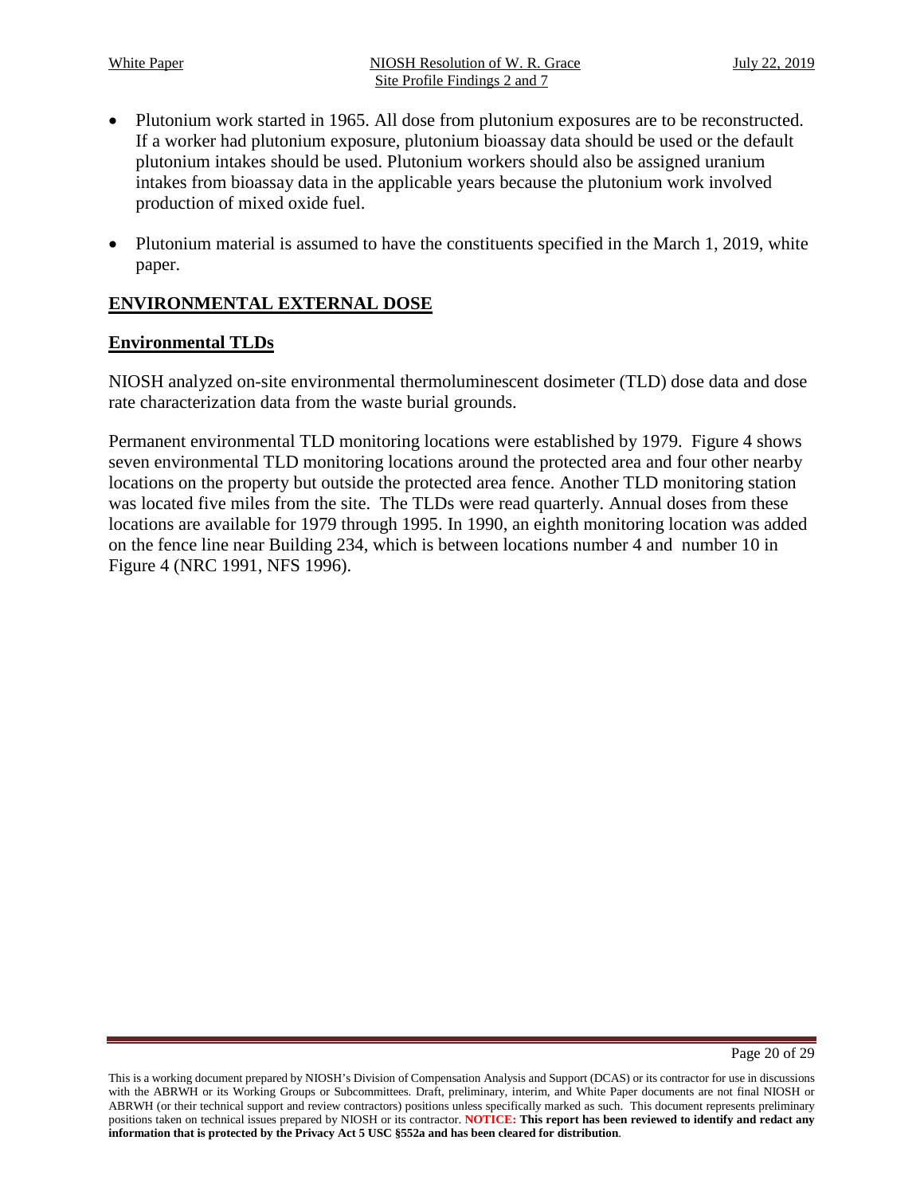- Plutonium work started in 1965. All dose from plutonium exposures are to be reconstructed. If a worker had plutonium exposure, plutonium bioassay data should be used or the default plutonium intakes should be used. Plutonium workers should also be assigned uranium intakes from bioassay data in the applicable years because the plutonium work involved production of mixed oxide fuel.
- Plutonium material is assumed to have the constituents specified in the March 1, 2019, white paper.

## ENVIRONMENTAL EXTERNAL DOSE

### Environmental TLDs

NIOSH analyzed on-site environmental thermoluminescent dosimeter (TLD) dose data and dose rate characterization data from the waste burial grounds.

Permanent environmental TLD monitoring locations were established by 1979. Figure 4 shows seven environmental TLD monitoring locations around the protected area and four other nearby locations on the property but outside the protected area fence. Another TLD monitoring station was located five miles from the site. The TLDs were read quarterly. Annual doses from these locations are available for 1979 through 1995. In 1990, an eighth monitoring location was added on the fence line near Building 234, which is between locations number 4 and number 10 in Figure 4 (NRC 1991, NFS 1996).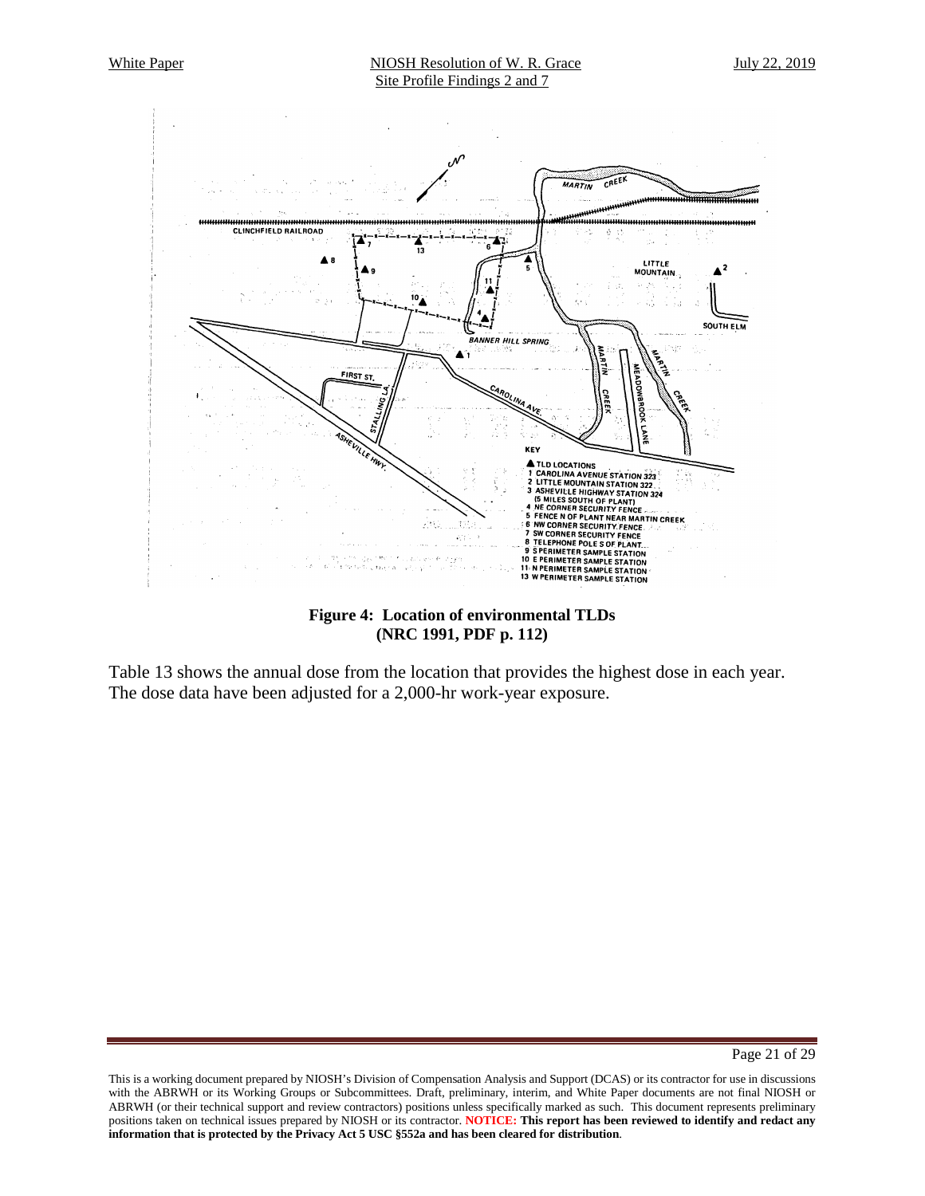**Figure 4: Location of environmental TLDs (NRC 1991, PDF p. 112)**

Table 13 shows the annual dose from the location that provides the highest dose in each year. The dose data have been adjusted for a 2,000-hr work-year exposure.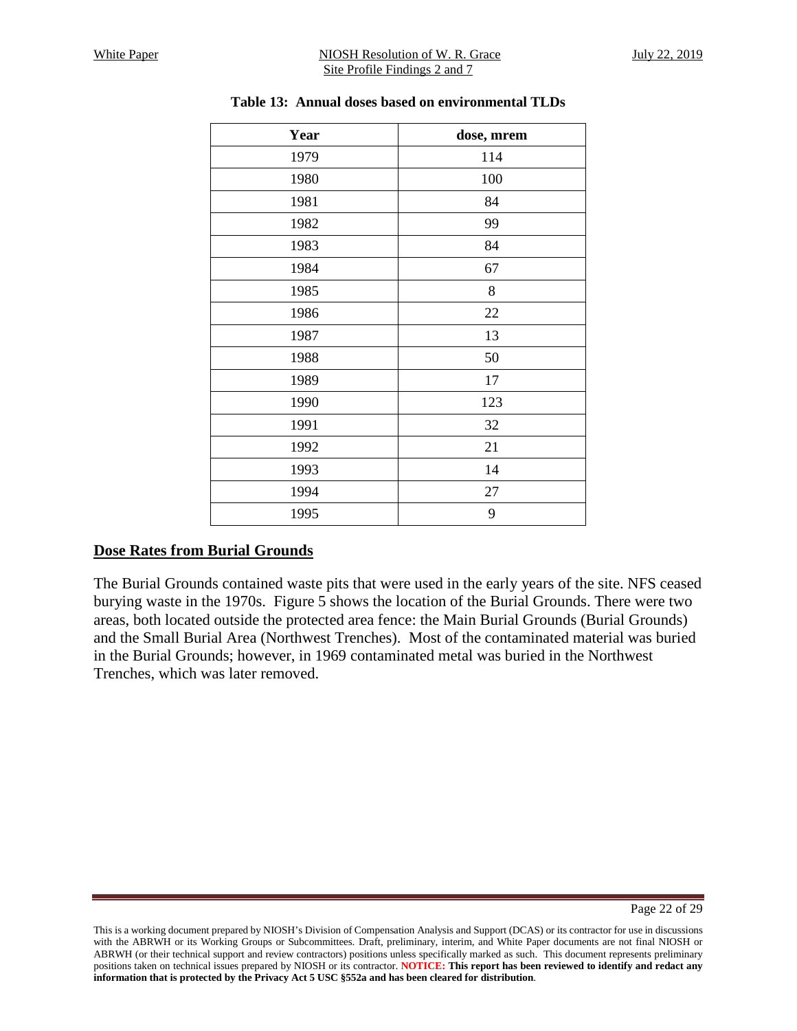**Table 13: Annual doses based on environmental TLDs**

| Year | dose, mrem |
|---|---|
| 1979 | 114 |
| 1980 | 100 |
| 1981 | 84 |
| 1982 | 99 |
| 1983 | 84 |
| 1984 | 67 |
| 1985 | 8 |
| 1986 | 22 |
| 1987 | 13 |
| 1988 | 50 |
| 1989 | 17 |
| 1990 | 123 |
| 1991 | 32 |
| 1992 | 21 |
| 1993 | 14 |
| 1994 | 27 |
| 1995 | 9 |

## Dose Rates from Burial Grounds

The Burial Grounds contained waste pits that were used in the early years of the site. NFS ceased burying waste in the 1970s. Figure 5 shows the location of the Burial Grounds. There were two areas, both located outside the protected area fence: the Main Burial Grounds (Burial Grounds) and the Small Burial Area (Northwest Trenches). Most of the contaminated material was buried in the Burial Grounds; however, in 1969 contaminated metal was buried in the Northwest Trenches, which was later removed.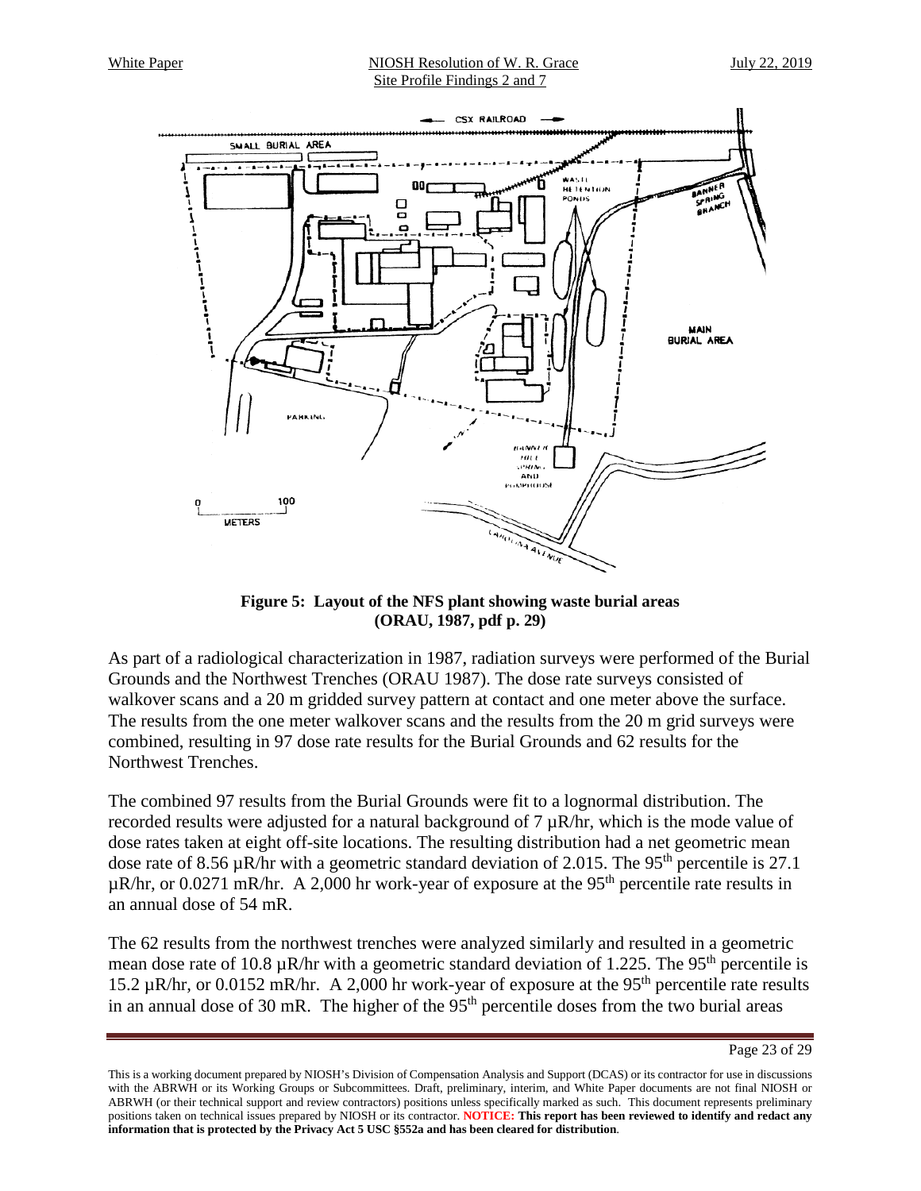**Figure 5: Layout of the NFS plant showing waste burial areas (ORAU, 1987, pdf p. 29)**

As part of a radiological characterization in 1987, radiation surveys were performed of the Burial Grounds and the Northwest Trenches (ORAU 1987). The dose rate surveys consisted of walkover scans and a 20 m gridded survey pattern at contact and one meter above the surface. The results from the one meter walkover scans and the results from the 20 m grid surveys were combined, resulting in 97 dose rate results for the Burial Grounds and 62 results for the Northwest Trenches.

The combined 97 results from the Burial Grounds were fit to a lognormal distribution. The recorded results were adjusted for a natural background of 7 µR/hr, which is the mode value of dose rates taken at eight off-site locations. The resulting distribution had a net geometric mean dose rate of 8.56 µR/hr with a geometric standard deviation of 2.015. The 95th percentile is 27.1 µR/hr, or 0.0271 mR/hr. A 2,000 hr work-year of exposure at the 95th percentile rate results in an annual dose of 54 mR.

The 62 results from the northwest trenches were analyzed similarly and resulted in a geometric mean dose rate of 10.8 µR/hr with a geometric standard deviation of 1.225. The 95th percentile is 15.2 µR/hr, or 0.0152 mR/hr. A 2,000 hr work-year of exposure at the 95th percentile rate results in an annual dose of 30 mR. The higher of the 95th percentile doses from the two burial areas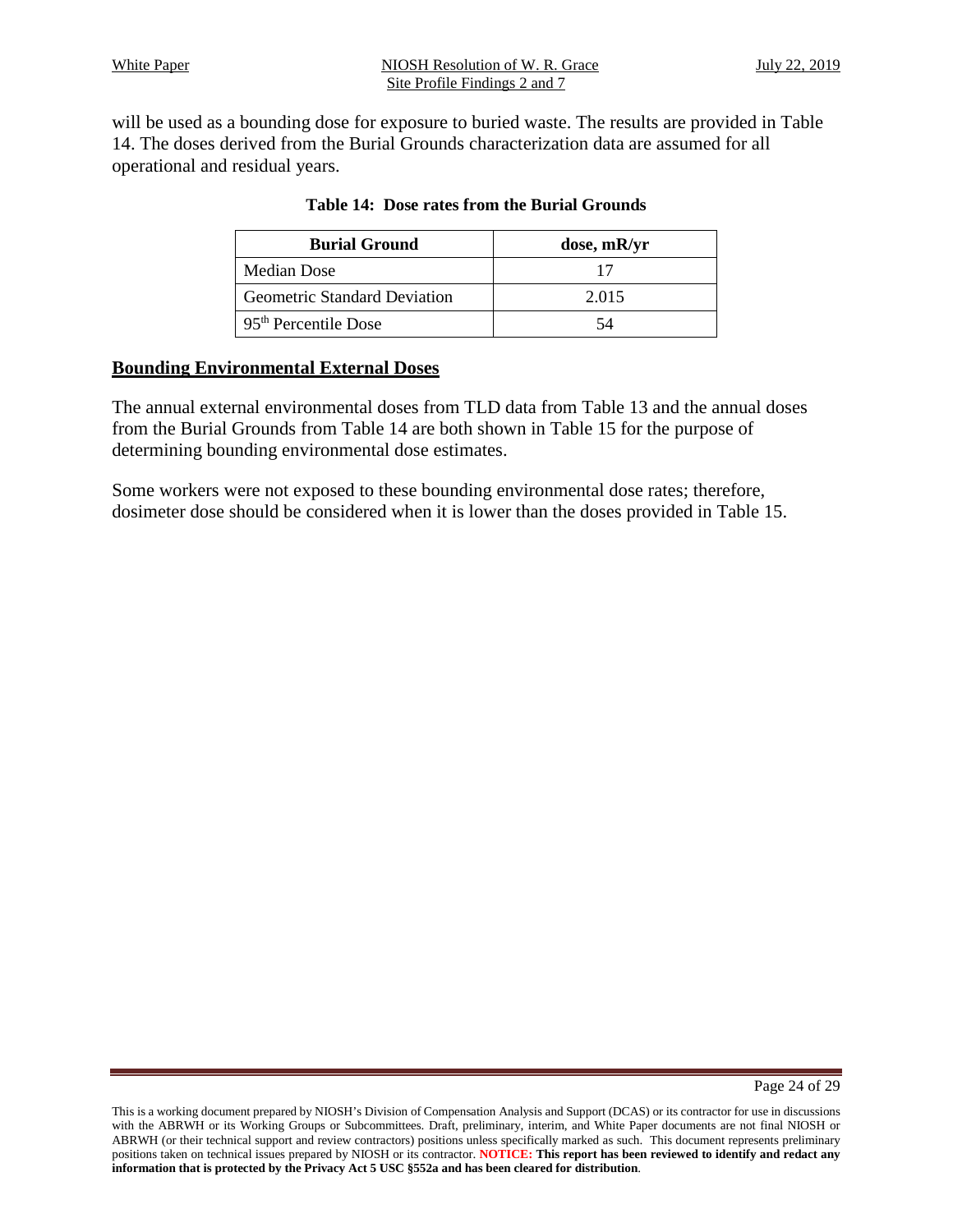will be used as a bounding dose for exposure to buried waste. The results are provided in Table 14. The doses derived from the Burial Grounds characterization data are assumed for all operational and residual years.

**Table 14: Dose rates from the Burial Grounds**

| Burial Ground | dose, mR/yr |
|---|---|
| Median Dose | 17 |
| Geometric Standard Deviation | 2.015 |
| $95^{th}$ Percentile Dose | 54 |

## Bounding Environmental External Doses

The annual external environmental doses from TLD data from Table 13 and the annual doses from the Burial Grounds from Table 14 are both shown in Table 15 for the purpose of determining bounding environmental dose estimates.

Some workers were not exposed to these bounding environmental dose rates; therefore, dosimeter dose should be considered when it is lower than the doses provided in Table 15.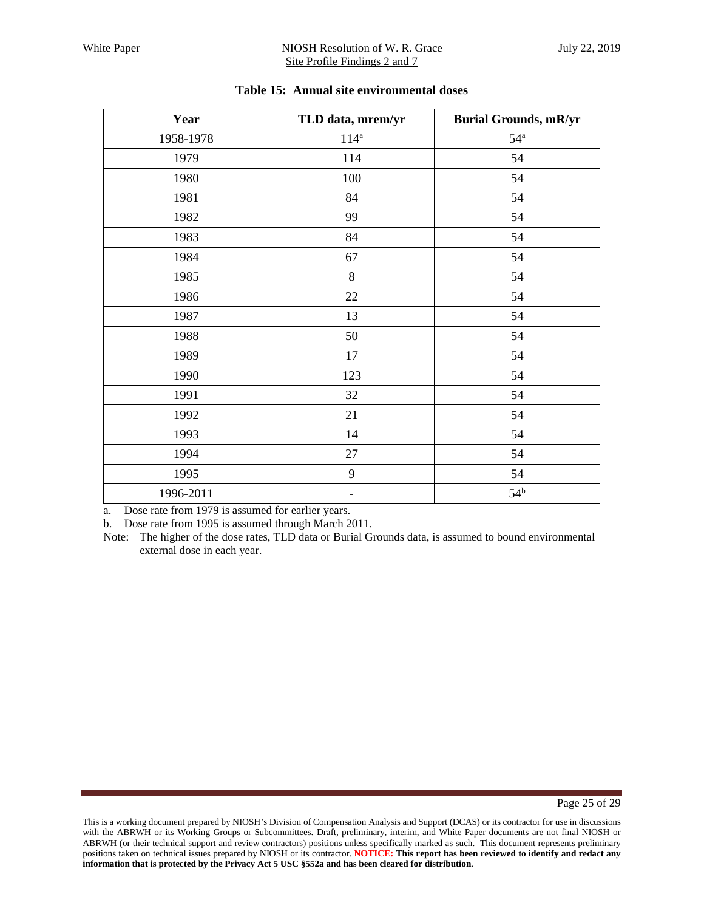**Table 15: Annual site environmental doses**

| Year | TLD data, mrem/yr | Burial Grounds, mR/yr |
|---|---|---|
| 1958-1978 | 114[a] | 54[a] |
| 1979 | 114 | 54 |
| 1980 | 100 | 54 |
| 1981 | 84 | 54 |
| 1982 | 99 | 54 |
| 1983 | 84 | 54 |
| 1984 | 67 | 54 |
| 1985 | 8 | 54 |
| 1986 | 22 | 54 |
| 1987 | 13 | 54 |
| 1988 | 50 | 54 |
| 1989 | 17 | 54 |
| 1990 | 123 | 54 |
| 1991 | 32 | 54 |
| 1992 | 21 | 54 |
| 1993 | 14 | 54 |
| 1994 | 27 | 54 |
| 1995 | 9 | 54 |
| 1996-2011 | - | 54[b] |

a. Dose rate from 1979 is assumed for earlier years.

b. Dose rate from 1995 is assumed through March 2011.

Note: The higher of the dose rates, TLD data or Burial Grounds data, is assumed to bound environmental external dose in each year.

This is a working document prepared by NIOSH's Division of Compensation Analysis and Support (DCAS) or its contractor for use in discussions with the ABRWH or its Working Groups or Subcommittees. Draft, preliminary, interim, and White Paper documents are not final NIOSH or ABRWH (or their technical support and review contractors) positions unless specifically marked as such. This document represents preliminary positions taken on technical issues prepared by NIOSH or its contractor. **NOTICE: This report has been reviewed to identify and redact any information that is protected by the Privacy Act 5 USC §552a and has been cleared for distribution**.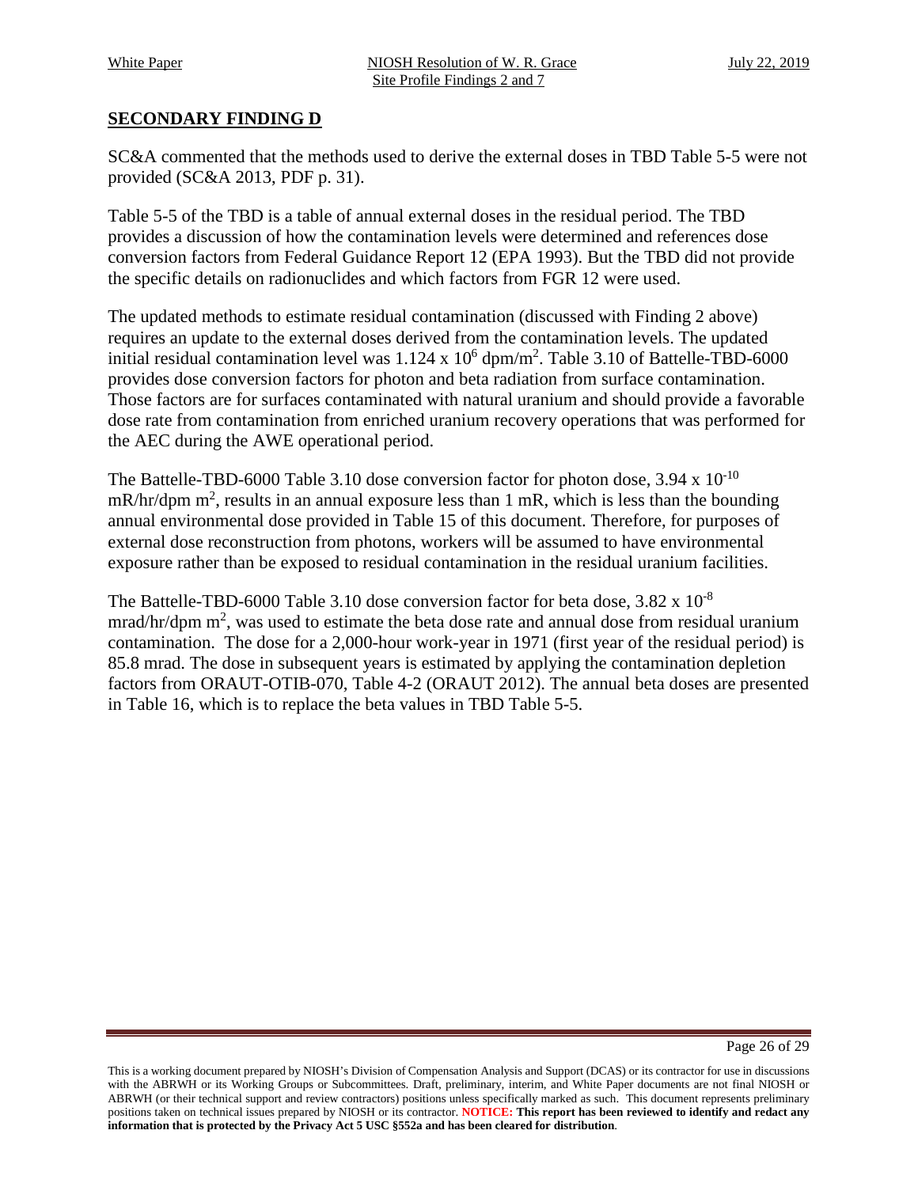## SECONDARY FINDING D

SC&A commented that the methods used to derive the external doses in TBD Table 5-5 were not provided (SC&A 2013, PDF p. 31).

Table 5-5 of the TBD is a table of annual external doses in the residual period. The TBD provides a discussion of how the contamination levels were determined and references dose conversion factors from Federal Guidance Report 12 (EPA 1993). But the TBD did not provide the specific details on radionuclides and which factors from FGR 12 were used.

The updated methods to estimate residual contamination (discussed with Finding 2 above) requires an update to the external doses derived from the contamination levels. The updated initial residual contamination level was $1.124 \times 10^6$ dpm/m$^2$. Table 3.10 of Battelle-TBD-6000 provides dose conversion factors for photon and beta radiation from surface contamination. Those factors are for surfaces contaminated with natural uranium and should provide a favorable dose rate from contamination from enriched uranium recovery operations that was performed for the AEC during the AWE operational period.

The Battelle-TBD-6000 Table 3.10 dose conversion factor for photon dose, $3.94 \times 10^{-10}$ mR/hr/dpm m$^2$, results in an annual exposure less than 1 mR, which is less than the bounding annual environmental dose provided in Table 15 of this document. Therefore, for purposes of external dose reconstruction from photons, workers will be assumed to have environmental exposure rather than be exposed to residual contamination in the residual uranium facilities.

The Battelle-TBD-6000 Table 3.10 dose conversion factor for beta dose, $3.82 \times 10^{-8}$ mrad/hr/dpm m$^2$, was used to estimate the beta dose rate and annual dose from residual uranium contamination. The dose for a 2,000-hour work-year in 1971 (first year of the residual period) is 85.8 mrad. The dose in subsequent years is estimated by applying the contamination depletion factors from ORAUT-OTIB-070, Table 4-2 (ORAUT 2012). The annual beta doses are presented in Table 16, which is to replace the beta values in TBD Table 5-5.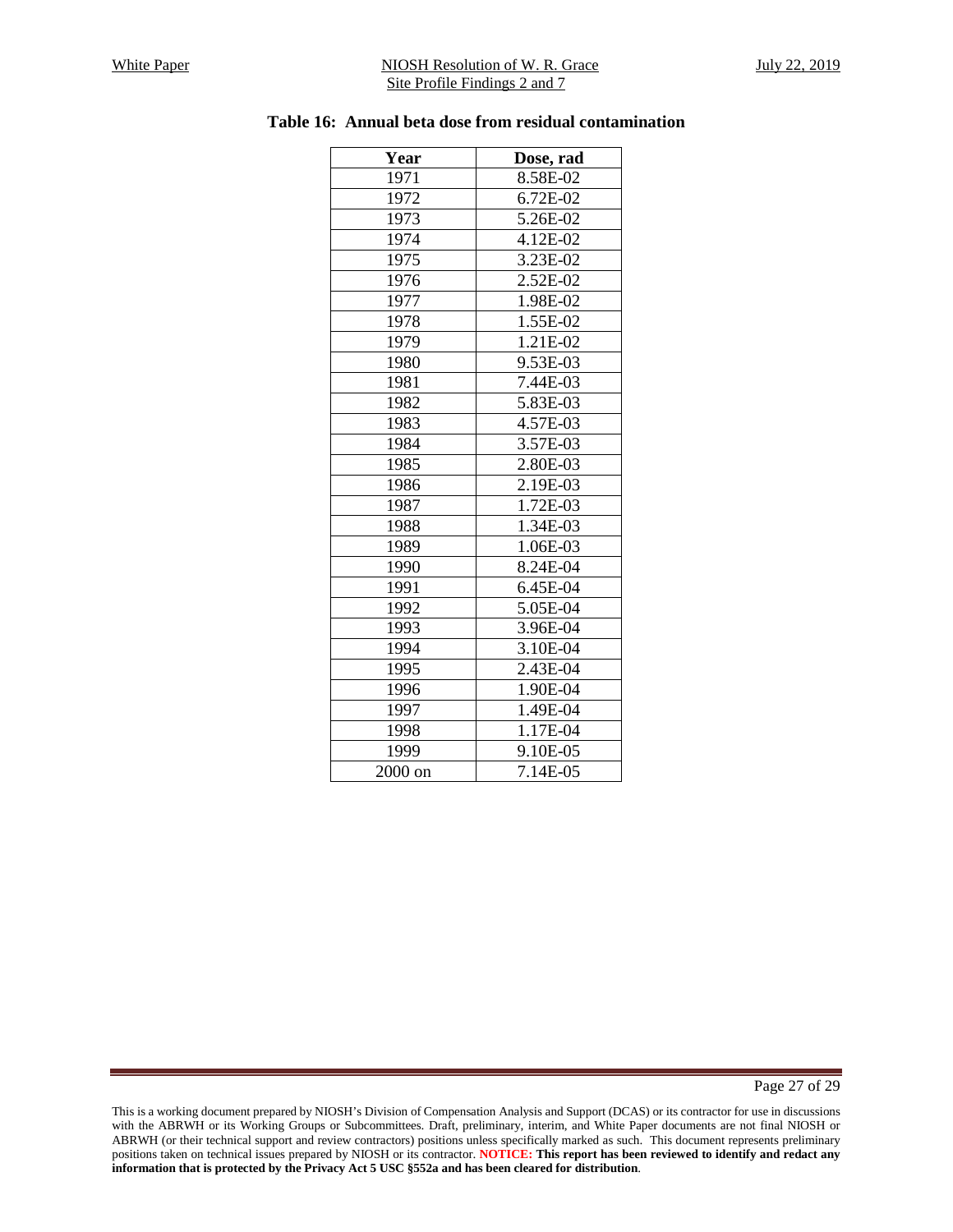**Table 16: Annual beta dose from residual contamination**

| Year | Dose, rad |
|---|---|
| 1971 | 8.58E-02 |
| 1972 | 6.72E-02 |
| 1973 | 5.26E-02 |
| 1974 | 4.12E-02 |
| 1975 | 3.23E-02 |
| 1976 | 2.52E-02 |
| 1977 | 1.98E-02 |
| 1978 | 1.55E-02 |
| 1979 | 1.21E-02 |
| 1980 | 9.53E-03 |
| 1981 | 7.44E-03 |
| 1982 | 5.83E-03 |
| 1983 | 4.57E-03 |
| 1984 | 3.57E-03 |
| 1985 | 2.80E-03 |
| 1986 | 2.19E-03 |
| 1987 | 1.72E-03 |
| 1988 | 1.34E-03 |
| 1989 | 1.06E-03 |
| 1990 | 8.24E-04 |
| 1991 | 6.45E-04 |
| 1992 | 5.05E-04 |
| 1993 | 3.96E-04 |
| 1994 | 3.10E-04 |
| 1995 | 2.43E-04 |
| 1996 | 1.90E-04 |
| 1997 | 1.49E-04 |
| 1998 | 1.17E-04 |
| 1999 | 9.10E-05 |
| 2000 on | 7.14E-05 |

This is a working document prepared by NIOSH's Division of Compensation Analysis and Support (DCAS) or its contractor for use in discussions with the ABRWH or its Working Groups or Subcommittees. Draft, preliminary, interim, and White Paper documents are not final NIOSH or ABRWH (or their technical support and review contractors) positions unless specifically marked as such. This document represents preliminary positions taken on technical issues prepared by NIOSH or its contractor. **NOTICE: This report has been reviewed to identify and redact any information that is protected by the Privacy Act 5 USC §552a and has been cleared for distribution**.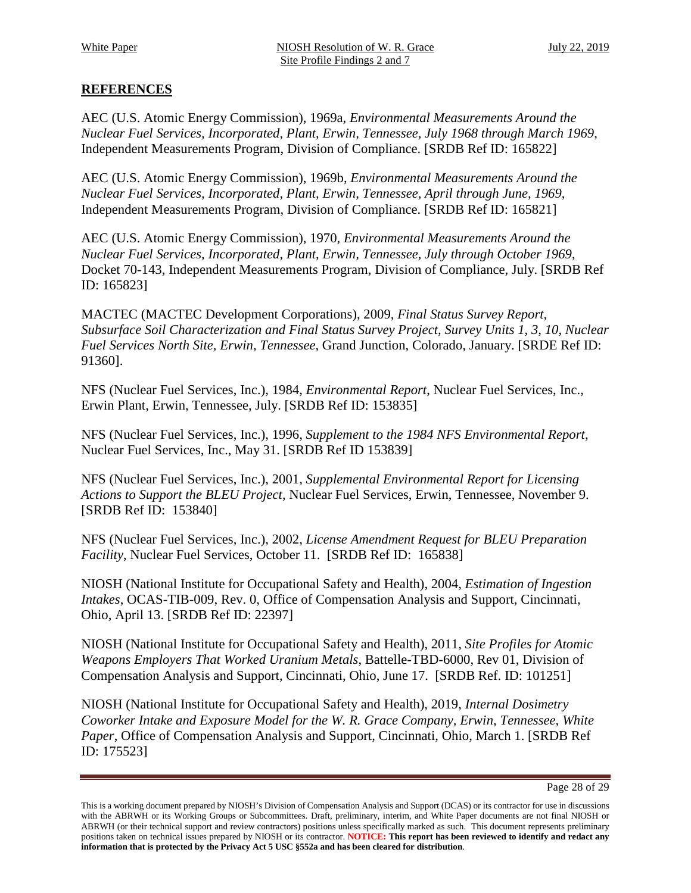## REFERENCES

AEC (U.S. Atomic Energy Commission), 1969a, *Environmental Measurements Around the Nuclear Fuel Services, Incorporated, Plant, Erwin, Tennessee, July 1968 through March 1969*, Independent Measurements Program, Division of Compliance. [SRDB Ref ID: 165822]

AEC (U.S. Atomic Energy Commission), 1969b, *Environmental Measurements Around the Nuclear Fuel Services, Incorporated, Plant, Erwin, Tennessee, April through June, 1969*, Independent Measurements Program, Division of Compliance. [SRDB Ref ID: 165821]

AEC (U.S. Atomic Energy Commission), 1970, *Environmental Measurements Around the Nuclear Fuel Services, Incorporated, Plant, Erwin, Tennessee, July through October 1969*, Docket 70-143, Independent Measurements Program, Division of Compliance, July. [SRDB Ref ID: 165823]

MACTEC (MACTEC Development Corporations), 2009, *Final Status Survey Report, Subsurface Soil Characterization and Final Status Survey Project, Survey Units 1, 3, 10, Nuclear Fuel Services North Site, Erwin, Tennessee*, Grand Junction, Colorado, January. [SRDE Ref ID: 91360].

NFS (Nuclear Fuel Services, Inc.), 1984, *Environmental Report*, Nuclear Fuel Services, Inc., Erwin Plant, Erwin, Tennessee, July. [SRDB Ref ID: 153835]

NFS (Nuclear Fuel Services, Inc.), 1996, *Supplement to the 1984 NFS Environmental Report*, Nuclear Fuel Services, Inc., May 31. [SRDB Ref ID 153839]

NFS (Nuclear Fuel Services, Inc.), 2001, *Supplemental Environmental Report for Licensing Actions to Support the BLEU Project*, Nuclear Fuel Services, Erwin, Tennessee, November 9. [SRDB Ref ID: 153840]

NFS (Nuclear Fuel Services, Inc.), 2002, *License Amendment Request for BLEU Preparation Facility*, Nuclear Fuel Services, October 11. [SRDB Ref ID: 165838]

NIOSH (National Institute for Occupational Safety and Health), 2004, *Estimation of Ingestion Intakes*, OCAS-TIB-009, Rev. 0, Office of Compensation Analysis and Support, Cincinnati, Ohio, April 13. [SRDB Ref ID: 22397]

NIOSH (National Institute for Occupational Safety and Health), 2011, *Site Profiles for Atomic Weapons Employers That Worked Uranium Metals*, Battelle-TBD-6000, Rev 01, Division of Compensation Analysis and Support, Cincinnati, Ohio, June 17. [SRDB Ref. ID: 101251]

NIOSH (National Institute for Occupational Safety and Health), 2019, *Internal Dosimetry Coworker Intake and Exposure Model for the W. R. Grace Company, Erwin, Tennessee, White Paper*, Office of Compensation Analysis and Support, Cincinnati, Ohio, March 1. [SRDB Ref ID: 175523]

This is a working document prepared by NIOSH's Division of Compensation Analysis and Support (DCAS) or its contractor for use in discussions with the ABRWH or its Working Groups or Subcommittees. Draft, preliminary, interim, and White Paper documents are not final NIOSH or ABRWH (or their technical support and review contractors) positions unless specifically marked as such. This document represents preliminary positions taken on technical issues prepared by NIOSH or its contractor. **NOTICE: This report has been reviewed to identify and redact any information that is protected by the Privacy Act 5 USC §552a and has been cleared for distribution**.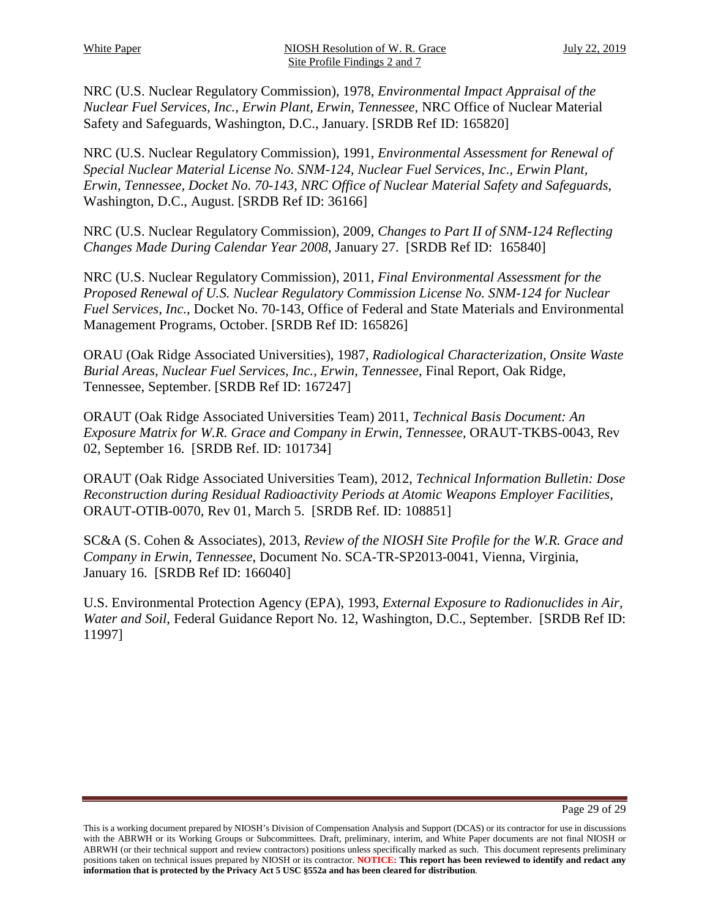NRC (U.S. Nuclear Regulatory Commission), 1978, *Environmental Impact Appraisal of the Nuclear Fuel Services, Inc., Erwin Plant, Erwin, Tennessee*, NRC Office of Nuclear Material Safety and Safeguards, Washington, D.C., January. [SRDB Ref ID: 165820]

NRC (U.S. Nuclear Regulatory Commission), 1991, *Environmental Assessment for Renewal of Special Nuclear Material License No. SNM-124, Nuclear Fuel Services, Inc., Erwin Plant, Erwin, Tennessee, Docket No. 70-143, NRC Office of Nuclear Material Safety and Safeguards*, Washington, D.C., August. [SRDB Ref ID: 36166]

NRC (U.S. Nuclear Regulatory Commission), 2009, *Changes to Part II of SNM-124 Reflecting Changes Made During Calendar Year 2008*, January 27. [SRDB Ref ID: 165840]

NRC (U.S. Nuclear Regulatory Commission), 2011, *Final Environmental Assessment for the Proposed Renewal of U.S. Nuclear Regulatory Commission License No. SNM-124 for Nuclear Fuel Services, Inc.*, Docket No. 70-143, Office of Federal and State Materials and Environmental Management Programs, October. [SRDB Ref ID: 165826]

ORAU (Oak Ridge Associated Universities), 1987, *Radiological Characterization, Onsite Waste Burial Areas, Nuclear Fuel Services, Inc., Erwin, Tennessee*, Final Report, Oak Ridge, Tennessee, September. [SRDB Ref ID: 167247]

ORAUT (Oak Ridge Associated Universities Team) 2011, *Technical Basis Document: An Exposure Matrix for W.R. Grace and Company in Erwin, Tennessee*, ORAUT-TKBS-0043, Rev 02, September 16. [SRDB Ref. ID: 101734]

ORAUT (Oak Ridge Associated Universities Team), 2012, *Technical Information Bulletin: Dose Reconstruction during Residual Radioactivity Periods at Atomic Weapons Employer Facilities*, ORAUT-OTIB-0070, Rev 01, March 5. [SRDB Ref. ID: 108851]

SC&A (S. Cohen & Associates), 2013, *Review of the NIOSH Site Profile for the W.R. Grace and Company in Erwin, Tennessee*, Document No. SCA-TR-SP2013-0041, Vienna, Virginia, January 16. [SRDB Ref ID: 166040]

U.S. Environmental Protection Agency (EPA), 1993, *External Exposure to Radionuclides in Air, Water and Soil*, Federal Guidance Report No. 12, Washington, D.C., September. [SRDB Ref ID: 11997]